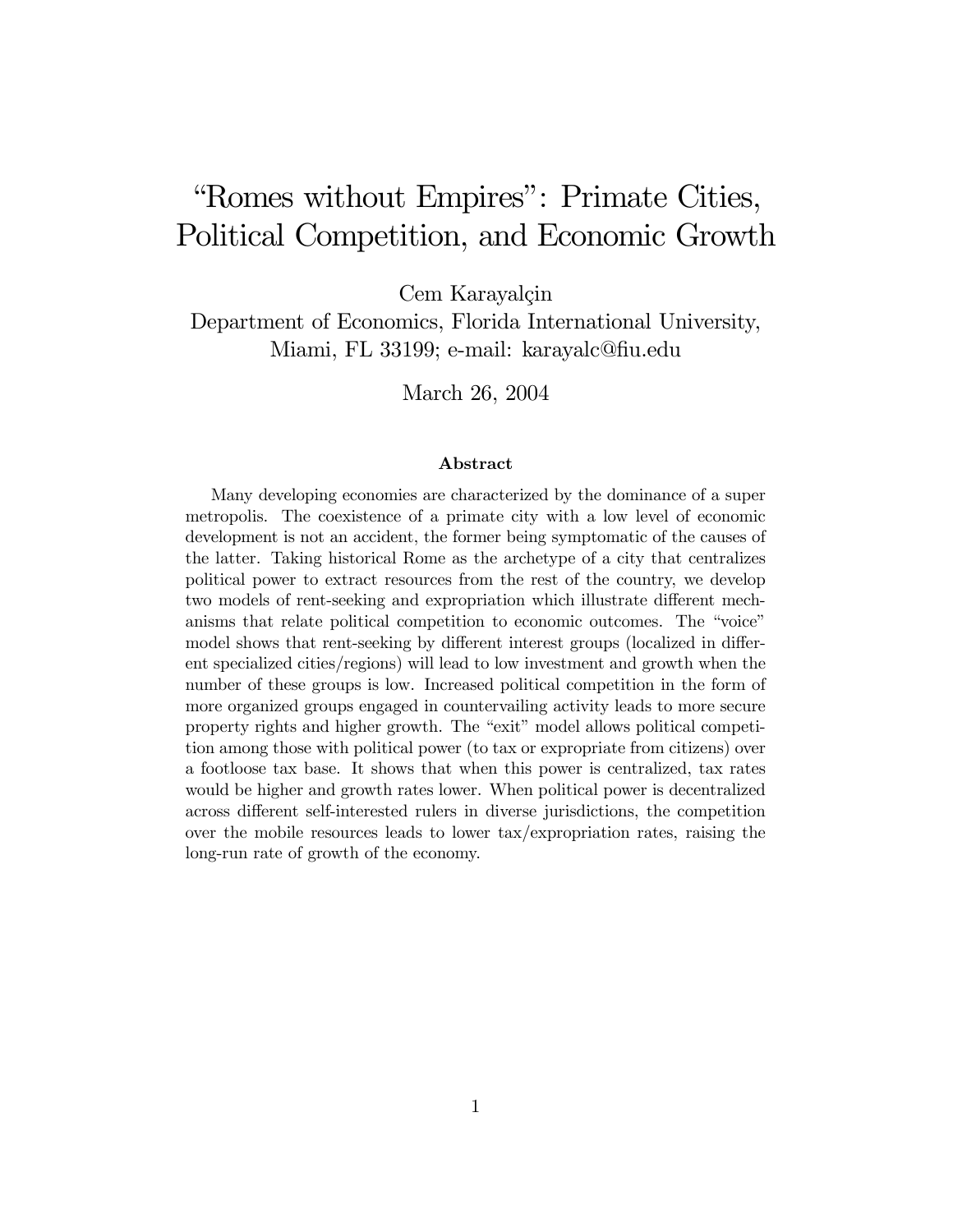# "Romes without Empires": Primate Cities, Political Competition, and Economic Growth

Cem Karayalçin
Department of Economics, Florida International University, Miami, FL 33199; e-mail: karayalc@fiu.edu

March 26, 2004

### Abstract

Many developing economies are characterized by the dominance of a super metropolis. The coexistence of a primate city with a low level of economic development is not an accident, the former being symptomatic of the causes of the latter. Taking historical Rome as the archetype of a city that centralizes political power to extract resources from the rest of the country, we develop two models of rent-seeking and expropriation which illustrate different mechanisms that relate political competition to economic outcomes. The "voice" model shows that rent-seeking by different interest groups (localized in different specialized cities/regions) will lead to low investment and growth when the number of these groups is low. Increased political competition in the form of more organized groups engaged in countervailing activity leads to more secure property rights and higher growth. The "exit" model allows political competition among those with political power (to tax or expropriate from citizens) over a footloose tax base. It shows that when this power is centralized, tax rates would be higher and growth rates lower. When political power is decentralized across different self-interested rulers in diverse jurisdictions, the competition over the mobile resources leads to lower tax/expropriation rates, raising the long-run rate of growth of the economy.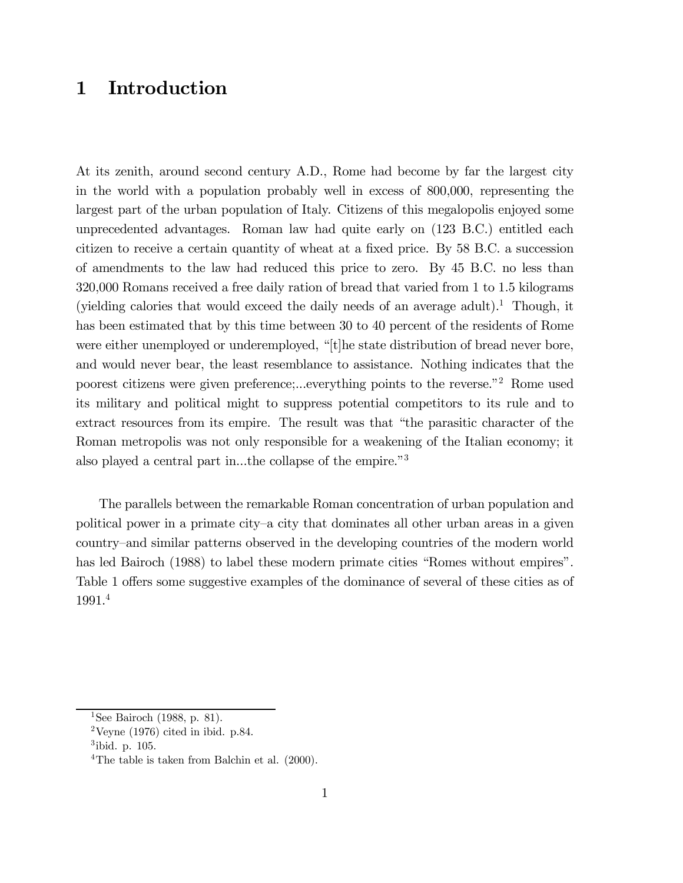# 1 Introduction

At its zenith, around second century A.D., Rome had become by far the largest city in the world with a population probably well in excess of 800,000, representing the largest part of the urban population of Italy. Citizens of this megalopolis enjoyed some unprecedented advantages. Roman law had quite early on (123 B.C.) entitled each citizen to receive a certain quantity of wheat at a fixed price. By 58 B.C. a succession of amendments to the law had reduced this price to zero. By 45 B.C. no less than 320,000 Romans received a free daily ration of bread that varied from 1 to 1.5 kilograms (yielding calories that would exceed the daily needs of an average adult).[1] Though, it has been estimated that by this time between 30 to 40 percent of the residents of Rome were either unemployed or underemployed, "[t]he state distribution of bread never bore, and would never bear, the least resemblance to assistance. Nothing indicates that the poorest citizens were given preference;...everything points to the reverse."[2] Rome used its military and political might to suppress potential competitors to its rule and to extract resources from its empire. The result was that "the parasitic character of the Roman metropolis was not only responsible for a weakening of the Italian economy; it also played a central part in...the collapse of the empire."[3]

The parallels between the remarkable Roman concentration of urban population and political power in a primate city–a city that dominates all other urban areas in a given country–and similar patterns observed in the developing countries of the modern world has led Bairoch (1988) to label these modern primate cities "Romes without empires". Table 1 offers some suggestive examples of the dominance of several of these cities as of 1991.[4]

[1] See Bairoch (1988, p. 81).

[2] Veyne (1976) cited in ibid. p.84.

[3] ibid. p. 105.

[4] The table is taken from Balchin et al. (2000).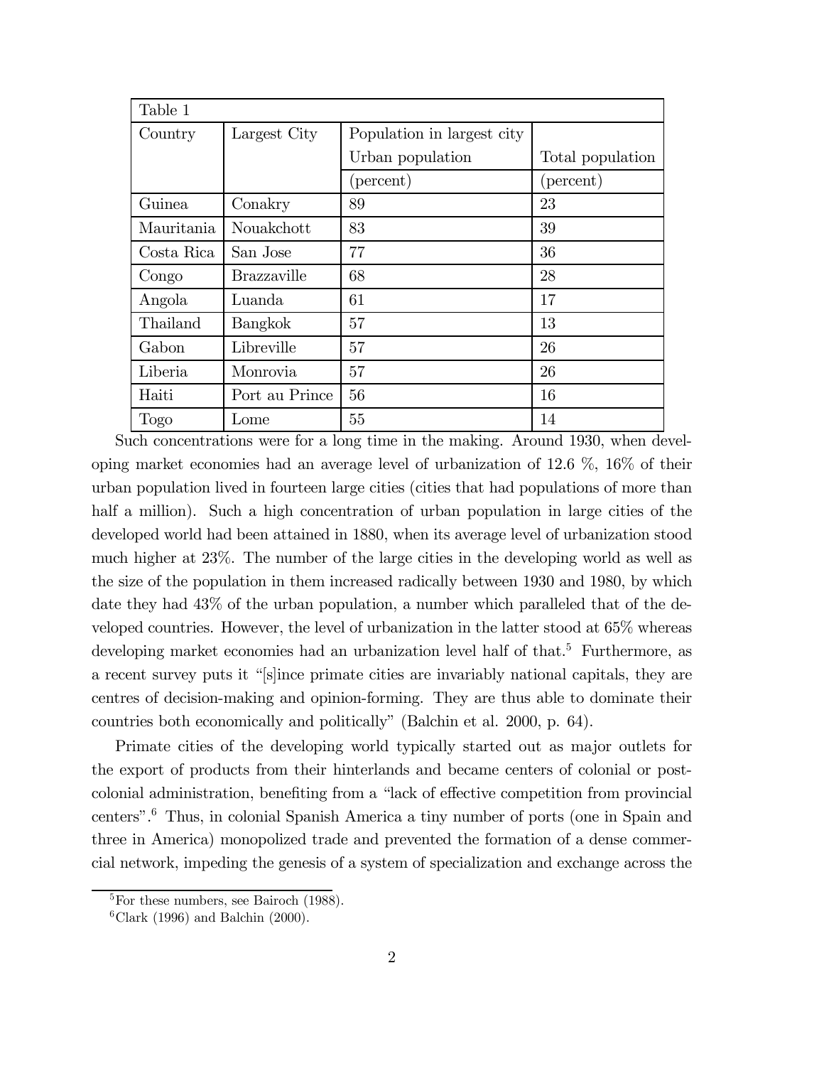| Table 1 | | | |
|---|---|---|---|
| Country | Largest City | Population in largest city | |
| | | Urban population | Total population |
| | | (percent) | (percent) |
| Guinea | Conakry | 89 | 23 |
| Mauritania | Nouakchott | 83 | 39 |
| Costa Rica | San Jose | 77 | 36 |
| Congo | Brazzaville | 68 | 28 |
| Angola | Luanda | 61 | 17 |
| Thailand | Bangkok | 57 | 13 |
| Gabon | Libreville | 57 | 26 |
| Liberia | Monrovia | 57 | 26 |
| Haiti | Port au Prince | 56 | 16 |
| Togo | Lome | 55 | 14 |

Such concentrations were for a long time in the making. Around 1930, when developing market economies had an average level of urbanization of 12.6 %, 16% of their urban population lived in fourteen large cities (cities that had populations of more than half a million). Such a high concentration of urban population in large cities of the developed world had been attained in 1880, when its average level of urbanization stood much higher at 23%. The number of the large cities in the developing world as well as the size of the population in them increased radically between 1930 and 1980, by which date they had 43% of the urban population, a number which paralleled that of the developed countries. However, the level of urbanization in the latter stood at 65% whereas developing market economies had an urbanization level half of that.[5] Furthermore, as a recent survey puts it "[s]ince primate cities are invariably national capitals, they are centres of decision-making and opinion-forming. They are thus able to dominate their countries both economically and politically" (Balchin et al. 2000, p. 64).

Primate cities of the developing world typically started out as major outlets for the export of products from their hinterlands and became centers of colonial or post-colonial administration, benefiting from a "lack of effective competition from provincial centers".[6] Thus, in colonial Spanish America a tiny number of ports (one in Spain and three in America) monopolized trade and prevented the formation of a dense commercial network, impeding the genesis of a system of specialization and exchange across the

[5] For these numbers, see Bairoch (1988).

[6] Clark (1996) and Balchin (2000).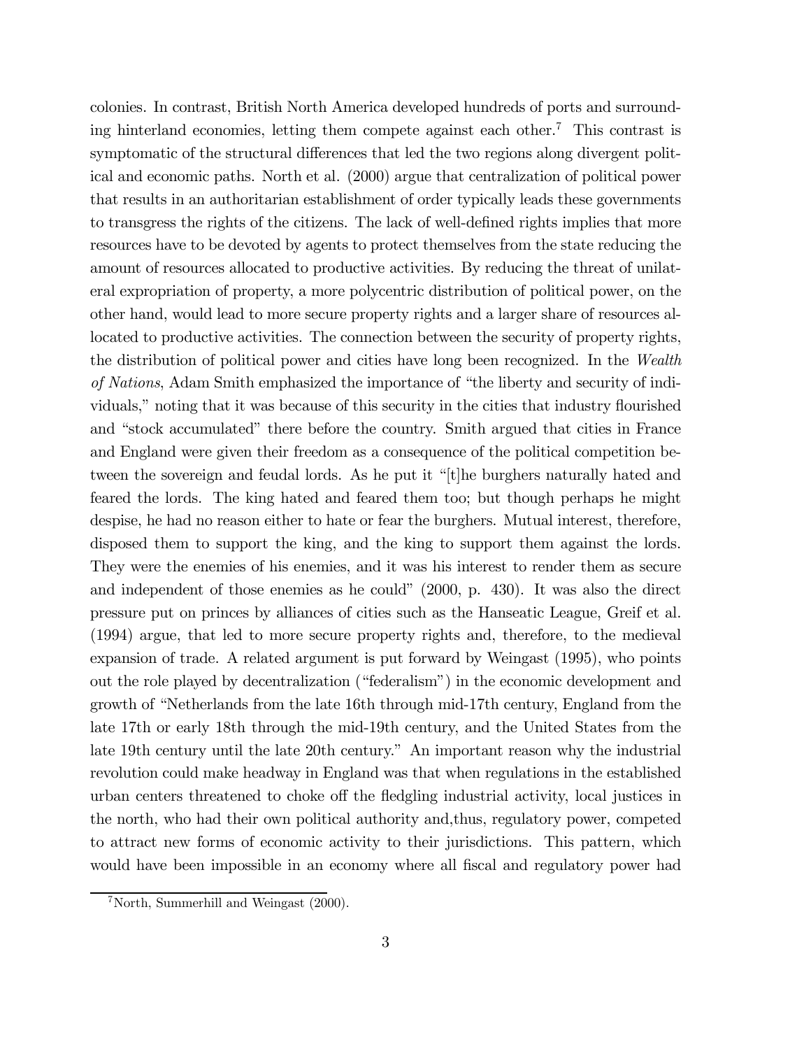colonies. In contrast, British North America developed hundreds of ports and surrounding hinterland economies, letting them compete against each other.[7] This contrast is symptomatic of the structural differences that led the two regions along divergent political and economic paths. North et al. (2000) argue that centralization of political power that results in an authoritarian establishment of order typically leads these governments to transgress the rights of the citizens. The lack of well-defined rights implies that more resources have to be devoted by agents to protect themselves from the state reducing the amount of resources allocated to productive activities. By reducing the threat of unilateral expropriation of property, a more polycentric distribution of political power, on the other hand, would lead to more secure property rights and a larger share of resources allocated to productive activities. The connection between the security of property rights, the distribution of political power and cities have long been recognized. In the *Wealth of Nations*, Adam Smith emphasized the importance of "the liberty and security of individuals," noting that it was because of this security in the cities that industry flourished and "stock accumulated" there before the country. Smith argued that cities in France and England were given their freedom as a consequence of the political competition between the sovereign and feudal lords. As he put it "[t]he burghers naturally hated and feared the lords. The king hated and feared them too; but though perhaps he might despise, he had no reason either to hate or fear the burghers. Mutual interest, therefore, disposed them to support the king, and the king to support them against the lords. They were the enemies of his enemies, and it was his interest to render them as secure and independent of those enemies as he could" (2000, p. 430). It was also the direct pressure put on princes by alliances of cities such as the Hanseatic League, Greif et al. (1994) argue, that led to more secure property rights and, therefore, to the medieval expansion of trade. A related argument is put forward by Weingast (1995), who points out the role played by decentralization ("federalism") in the economic development and growth of "Netherlands from the late 16th through mid-17th century, England from the late 17th or early 18th through the mid-19th century, and the United States from the late 19th century until the late 20th century." An important reason why the industrial revolution could make headway in England was that when regulations in the established urban centers threatened to choke off the fledgling industrial activity, local justices in the north, who had their own political authority and,thus, regulatory power, competed to attract new forms of economic activity to their jurisdictions. This pattern, which would have been impossible in an economy where all fiscal and regulatory power had

[7] North, Summerhill and Weingast (2000).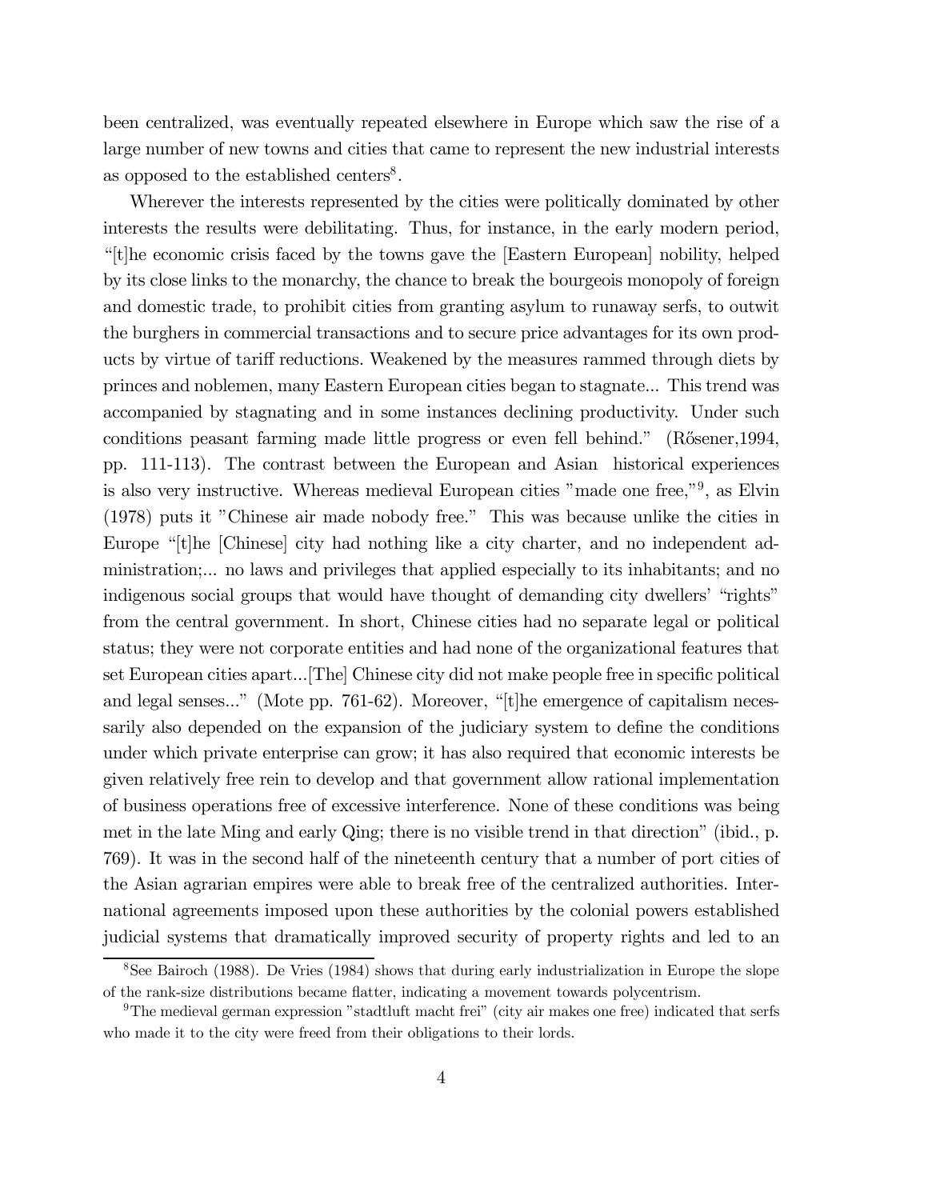been centralized, was eventually repeated elsewhere in Europe which saw the rise of a large number of new towns and cities that came to represent the new industrial interests as opposed to the established centers[8].

Wherever the interests represented by the cities were politically dominated by other interests the results were debilitating. Thus, for instance, in the early modern period, "[t]he economic crisis faced by the towns gave the [Eastern European] nobility, helped by its close links to the monarchy, the chance to break the bourgeois monopoly of foreign and domestic trade, to prohibit cities from granting asylum to runaway serfs, to outwit the burghers in commercial transactions and to secure price advantages for its own products by virtue of tariff reductions. Weakened by the measures rammed through diets by princes and noblemen, many Eastern European cities began to stagnate... This trend was accompanied by stagnating and in some instances declining productivity. Under such conditions peasant farming made little progress or even fell behind." (Rősener,1994, pp. 111-113). The contrast between the European and Asian historical experiences is also very instructive. Whereas medieval European cities "made one free,"[9], as Elvin (1978) puts it "Chinese air made nobody free." This was because unlike the cities in Europe "[t]he [Chinese] city had nothing like a city charter, and no independent administration;... no laws and privileges that applied especially to its inhabitants; and no indigenous social groups that would have thought of demanding city dwellers' "rights" from the central government. In short, Chinese cities had no separate legal or political status; they were not corporate entities and had none of the organizational features that set European cities apart...[The] Chinese city did not make people free in specific political and legal senses..." (Mote pp. 761-62). Moreover, "[t]he emergence of capitalism necessarily also depended on the expansion of the judiciary system to define the conditions under which private enterprise can grow; it has also required that economic interests be given relatively free rein to develop and that government allow rational implementation of business operations free of excessive interference. None of these conditions was being met in the late Ming and early Qing; there is no visible trend in that direction" (ibid., p. 769). It was in the second half of the nineteenth century that a number of port cities of the Asian agrarian empires were able to break free of the centralized authorities. International agreements imposed upon these authorities by the colonial powers established judicial systems that dramatically improved security of property rights and led to an

[8] See Bairoch (1988). De Vries (1984) shows that during early industrialization in Europe the slope of the rank-size distributions became flatter, indicating a movement towards polycentrism.

[9] The medieval german expression "stadtluft macht frei" (city air makes one free) indicated that serfs who made it to the city were freed from their obligations to their lords.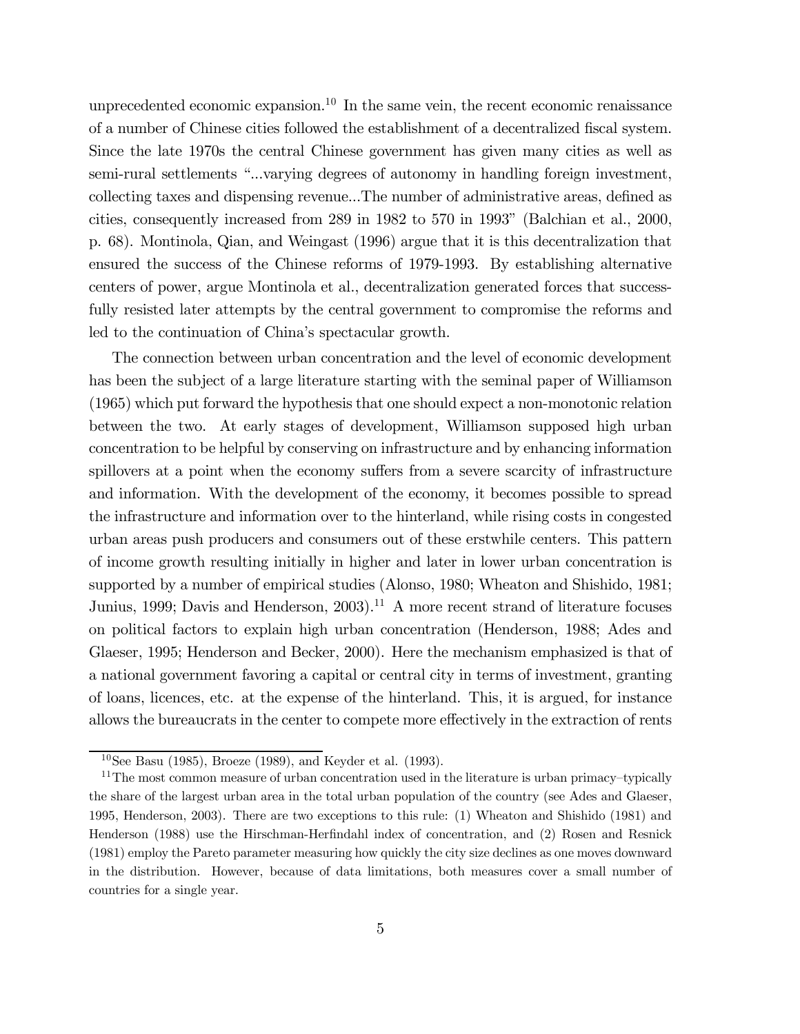unprecedented economic expansion.[10] In the same vein, the recent economic renaissance of a number of Chinese cities followed the establishment of a decentralized fiscal system. Since the late 1970s the central Chinese government has given many cities as well as semi-rural settlements "...varying degrees of autonomy in handling foreign investment, collecting taxes and dispensing revenue...The number of administrative areas, defined as cities, consequently increased from 289 in 1982 to 570 in 1993" (Balchian et al., 2000, p. 68). Montinola, Qian, and Weingast (1996) argue that it is this decentralization that ensured the success of the Chinese reforms of 1979-1993. By establishing alternative centers of power, argue Montinola et al., decentralization generated forces that successfully resisted later attempts by the central government to compromise the reforms and led to the continuation of China's spectacular growth.

The connection between urban concentration and the level of economic development has been the subject of a large literature starting with the seminal paper of Williamson (1965) which put forward the hypothesis that one should expect a non-monotonic relation between the two. At early stages of development, Williamson supposed high urban concentration to be helpful by conserving on infrastructure and by enhancing information spillovers at a point when the economy suffers from a severe scarcity of infrastructure and information. With the development of the economy, it becomes possible to spread the infrastructure and information over to the hinterland, while rising costs in congested urban areas push producers and consumers out of these erstwhile centers. This pattern of income growth resulting initially in higher and later in lower urban concentration is supported by a number of empirical studies (Alonso, 1980; Wheaton and Shishido, 1981; Junius, 1999; Davis and Henderson, 2003).[11] A more recent strand of literature focuses on political factors to explain high urban concentration (Henderson, 1988; Ades and Glaeser, 1995; Henderson and Becker, 2000). Here the mechanism emphasized is that of a national government favoring a capital or central city in terms of investment, granting of loans, licences, etc. at the expense of the hinterland. This, it is argued, for instance allows the bureaucrats in the center to compete more effectively in the extraction of rents

[10] See Basu (1985), Broeze (1989), and Keyder et al. (1993).

[11] The most common measure of urban concentration used in the literature is urban primacy–typically the share of the largest urban area in the total urban population of the country (see Ades and Glaeser, 1995, Henderson, 2003). There are two exceptions to this rule: (1) Wheaton and Shishido (1981) and Henderson (1988) use the Hirschman-Herfindahl index of concentration, and (2) Rosen and Resnick (1981) employ the Pareto parameter measuring how quickly the city size declines as one moves downward in the distribution. However, because of data limitations, both measures cover a small number of countries for a single year.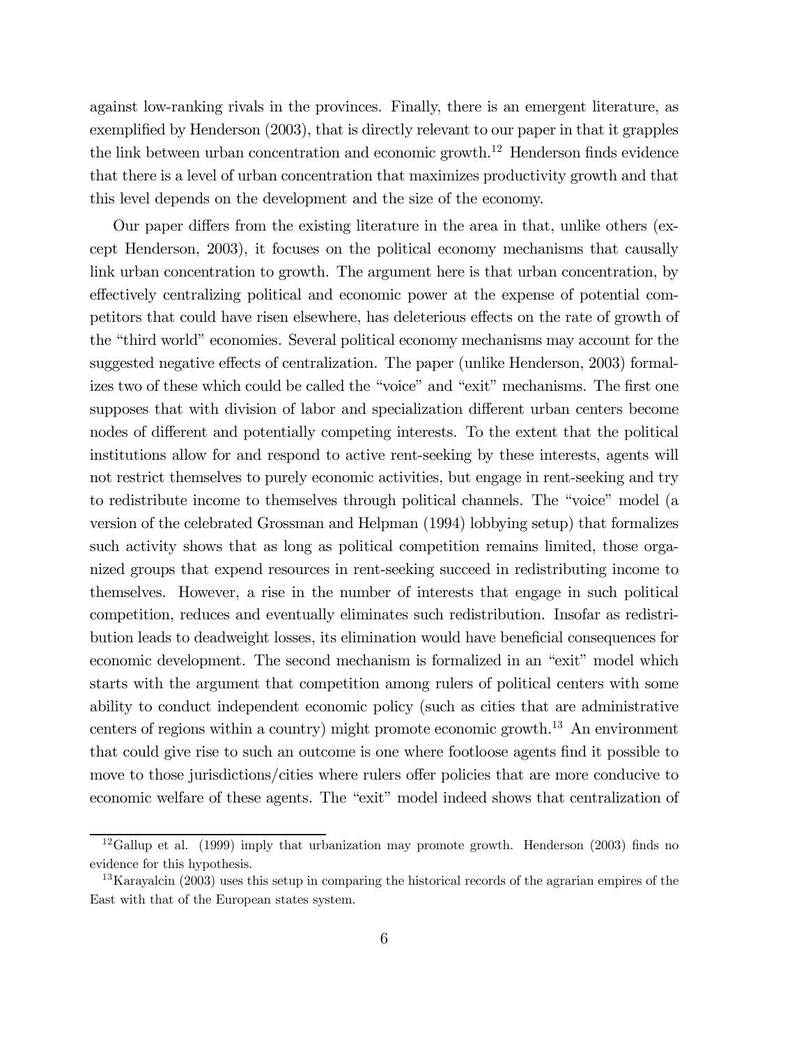against low-ranking rivals in the provinces. Finally, there is an emergent literature, as exemplified by Henderson (2003), that is directly relevant to our paper in that it grapples the link between urban concentration and economic growth.[12] Henderson finds evidence that there is a level of urban concentration that maximizes productivity growth and that this level depends on the development and the size of the economy.

Our paper differs from the existing literature in the area in that, unlike others (except Henderson, 2003), it focuses on the political economy mechanisms that causally link urban concentration to growth. The argument here is that urban concentration, by effectively centralizing political and economic power at the expense of potential competitors that could have risen elsewhere, has deleterious effects on the rate of growth of the "third world" economies. Several political economy mechanisms may account for the suggested negative effects of centralization. The paper (unlike Henderson, 2003) formalizes two of these which could be called the "voice" and "exit" mechanisms. The first one supposes that with division of labor and specialization different urban centers become nodes of different and potentially competing interests. To the extent that the political institutions allow for and respond to active rent-seeking by these interests, agents will not restrict themselves to purely economic activities, but engage in rent-seeking and try to redistribute income to themselves through political channels. The "voice" model (a version of the celebrated Grossman and Helpman (1994) lobbying setup) that formalizes such activity shows that as long as political competition remains limited, those organized groups that expend resources in rent-seeking succeed in redistributing income to themselves. However, a rise in the number of interests that engage in such political competition, reduces and eventually eliminates such redistribution. Insofar as redistribution leads to deadweight losses, its elimination would have beneficial consequences for economic development. The second mechanism is formalized in an "exit" model which starts with the argument that competition among rulers of political centers with some ability to conduct independent economic policy (such as cities that are administrative centers of regions within a country) might promote economic growth.[13] An environment that could give rise to such an outcome is one where footloose agents find it possible to move to those jurisdictions/cities where rulers offer policies that are more conducive to economic welfare of these agents. The "exit" model indeed shows that centralization of

[12] Gallup et al. (1999) imply that urbanization may promote growth. Henderson (2003) finds no evidence for this hypothesis.

[13] Karayalcin (2003) uses this setup in comparing the historical records of the agrarian empires of the East with that of the European states system.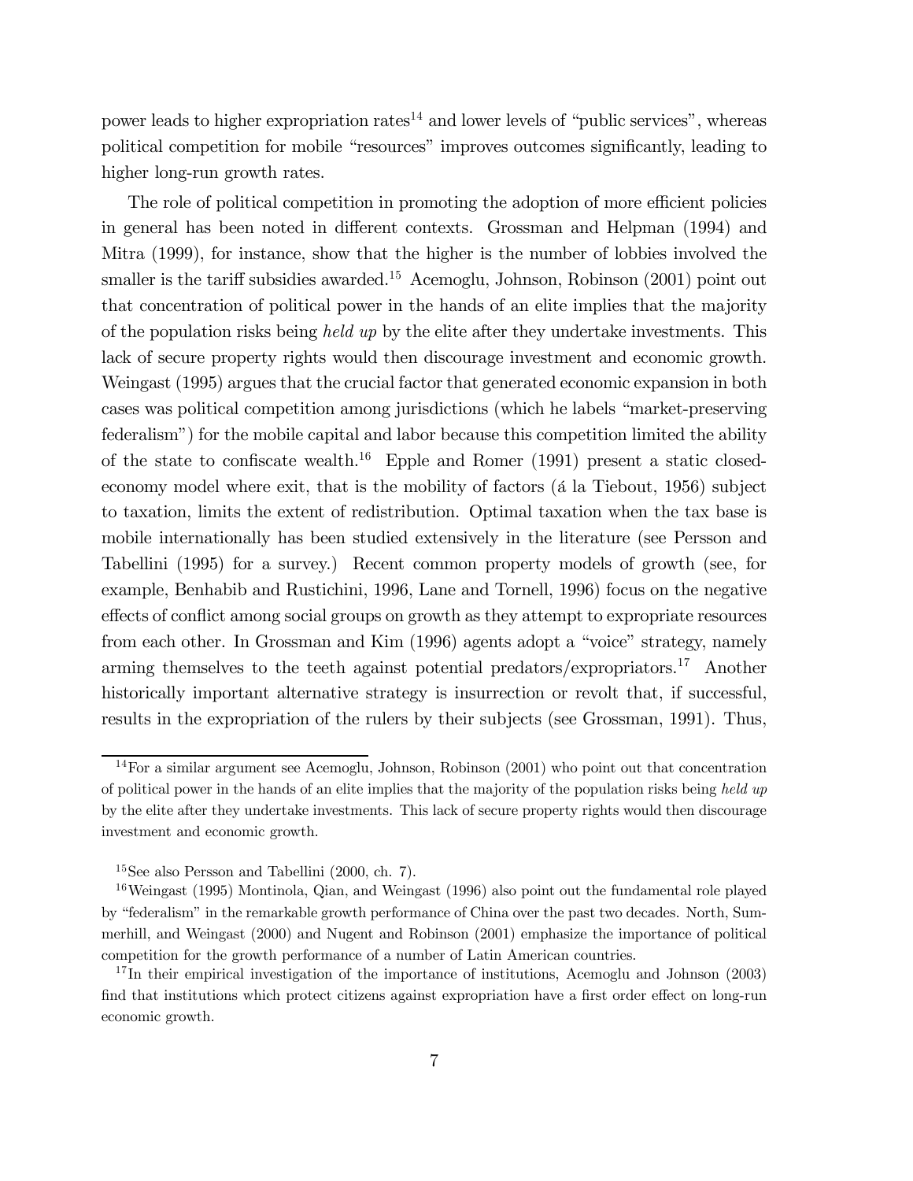power leads to higher expropriation rates[14] and lower levels of "public services", whereas political competition for mobile "resources" improves outcomes significantly, leading to higher long-run growth rates.

The role of political competition in promoting the adoption of more efficient policies in general has been noted in different contexts. Grossman and Helpman (1994) and Mitra (1999), for instance, show that the higher is the number of lobbies involved the smaller is the tariff subsidies awarded.[15] Acemoglu, Johnson, Robinson (2001) point out that concentration of political power in the hands of an elite implies that the majority of the population risks being *held up* by the elite after they undertake investments. This lack of secure property rights would then discourage investment and economic growth. Weingast (1995) argues that the crucial factor that generated economic expansion in both cases was political competition among jurisdictions (which he labels "market-preserving federalism") for the mobile capital and labor because this competition limited the ability of the state to confiscate wealth.[16] Epple and Romer (1991) present a static closed-economy model where exit, that is the mobility of factors (á la Tiebout, 1956) subject to taxation, limits the extent of redistribution. Optimal taxation when the tax base is mobile internationally has been studied extensively in the literature (see Persson and Tabellini (1995) for a survey.) Recent common property models of growth (see, for example, Benhabib and Rustichini, 1996, Lane and Tornell, 1996) focus on the negative effects of conflict among social groups on growth as they attempt to expropriate resources from each other. In Grossman and Kim (1996) agents adopt a "voice" strategy, namely arming themselves to the teeth against potential predators/expropriators.[17] Another historically important alternative strategy is insurrection or revolt that, if successful, results in the expropriation of the rulers by their subjects (see Grossman, 1991). Thus,

---

[14] For a similar argument see Acemoglu, Johnson, Robinson (2001) who point out that concentration of political power in the hands of an elite implies that the majority of the population risks being *held up* by the elite after they undertake investments. This lack of secure property rights would then discourage investment and economic growth.

[15] See also Persson and Tabellini (2000, ch. 7).

[16] Weingast (1995) Montinola, Qian, and Weingast (1996) also point out the fundamental role played by "federalism" in the remarkable growth performance of China over the past two decades. North, Summerhill, and Weingast (2000) and Nugent and Robinson (2001) emphasize the importance of political competition for the growth performance of a number of Latin American countries.

[17] In their empirical investigation of the importance of institutions, Acemoglu and Johnson (2003) find that institutions which protect citizens against expropriation have a first order effect on long-run economic growth.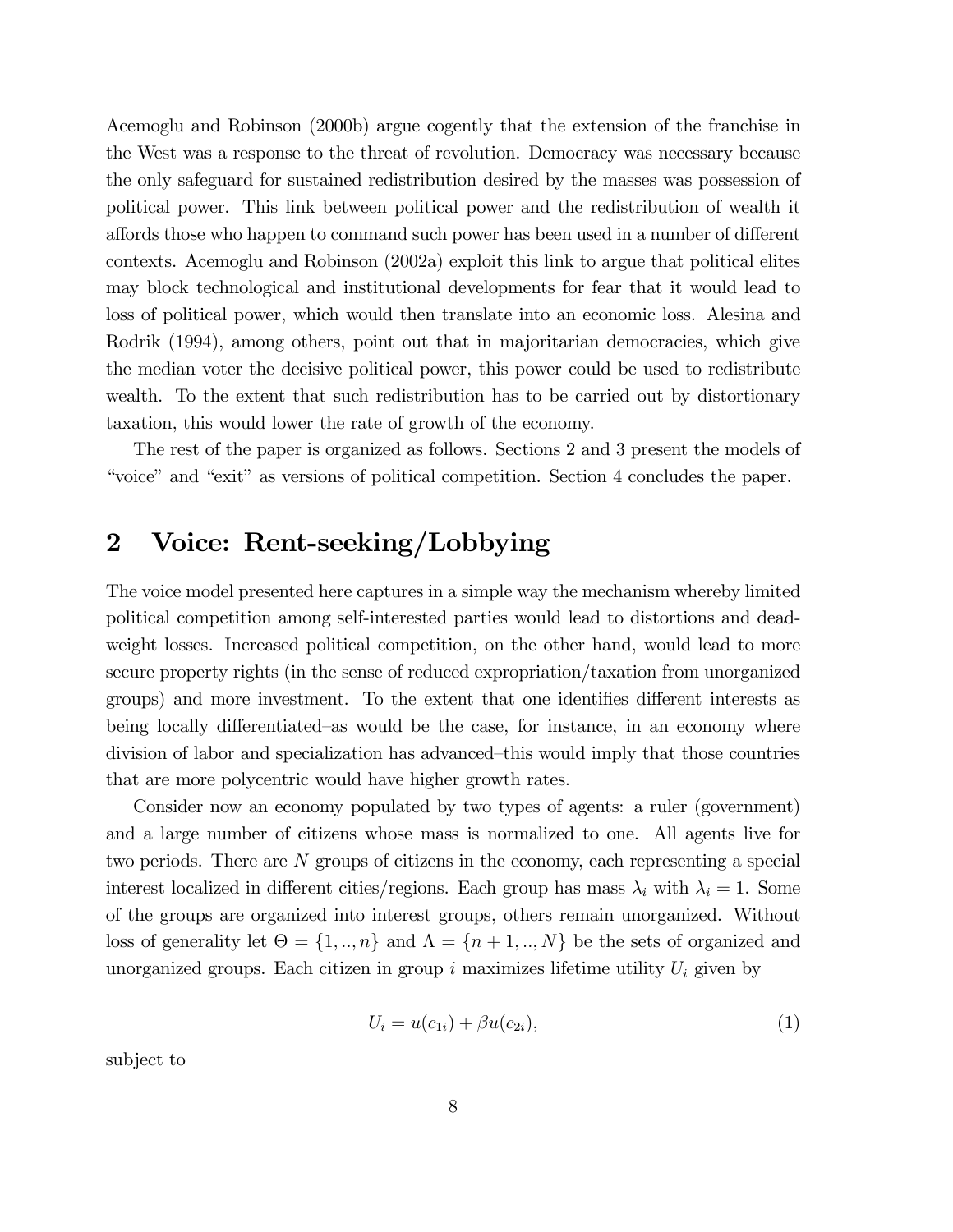Acemoglu and Robinson (2000b) argue cogently that the extension of the franchise in the West was a response to the threat of revolution. Democracy was necessary because the only safeguard for sustained redistribution desired by the masses was possession of political power. This link between political power and the redistribution of wealth it affords those who happen to command such power has been used in a number of different contexts. Acemoglu and Robinson (2002a) exploit this link to argue that political elites may block technological and institutional developments for fear that it would lead to loss of political power, which would then translate into an economic loss. Alesina and Rodrik (1994), among others, point out that in majoritarian democracies, which give the median voter the decisive political power, this power could be used to redistribute wealth. To the extent that such redistribution has to be carried out by distortionary taxation, this would lower the rate of growth of the economy.

The rest of the paper is organized as follows. Sections 2 and 3 present the models of "voice" and "exit" as versions of political competition. Section 4 concludes the paper.

## 2 Voice: Rent-seeking/Lobbying

The voice model presented here captures in a simple way the mechanism whereby limited political competition among self-interested parties would lead to distortions and deadweight losses. Increased political competition, on the other hand, would lead to more secure property rights (in the sense of reduced expropriation/taxation from unorganized groups) and more investment. To the extent that one identifies different interests as being locally differentiated–as would be the case, for instance, in an economy where division of labor and specialization has advanced–this would imply that those countries that are more polycentric would have higher growth rates.

Consider now an economy populated by two types of agents: a ruler (government) and a large number of citizens whose mass is normalized to one. All agents live for two periods. There are $N$ groups of citizens in the economy, each representing a special interest localized in different cities/regions. Each group has mass $\lambda_i$ with $\lambda_i = 1$. Some of the groups are organized into interest groups, others remain unorganized. Without loss of generality let $\Theta = \{1, .., n\}$ and $\Lambda = \{n + 1, .., N\}$ be the sets of organized and unorganized groups. Each citizen in group $i$ maximizes lifetime utility $U_i$ given by

$$U_i = u(c_{1i}) + \beta u(c_{2i}), \tag{1}$$

subject to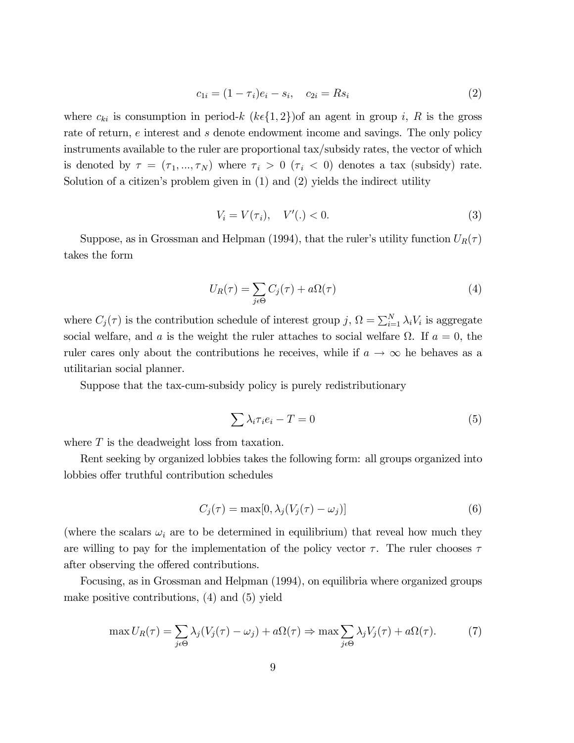$$c_{1i} = (1 - \tau_i)e_i - s_i, \quad c_{2i} = Rs_i \tag{2}$$

where $c_{ki}$ is consumption in period-$k$ ($k\epsilon\{1, 2\}$)of an agent in group $i$, $R$ is the gross rate of return, $e$ interest and $s$ denote endowment income and savings. The only policy instruments available to the ruler are proportional tax/subsidy rates, the vector of which is denoted by $\tau = (\tau_1, ..., \tau_N)$ where $\tau_i > 0$ ($\tau_i < 0$) denotes a tax (subsidy) rate. Solution of a citizen's problem given in (1) and (2) yields the indirect utility

$$V_i = V(\tau_i), \quad V'(.) < 0. \tag{3}$$

Suppose, as in Grossman and Helpman (1994), that the ruler's utility function $U_R(\tau)$ takes the form

$$U_R(\tau) = \sum_{j\epsilon\Theta} C_j(\tau) + a\Omega(\tau) \tag{4}$$

where $C_j(\tau)$ is the contribution schedule of interest group $j$, $\Omega = \sum_{i=1}^{N} \lambda_i V_i$ is aggregate social welfare, and $a$ is the weight the ruler attaches to social welfare $\Omega$. If $a = 0$, the ruler cares only about the contributions he receives, while if $a \to \infty$ he behaves as a utilitarian social planner.

Suppose that the tax-cum-subsidy policy is purely redistributionary

$$\sum \lambda_i \tau_i e_i - T = 0 \tag{5}$$

where $T$ is the deadweight loss from taxation.

Rent seeking by organized lobbies takes the following form: all groups organized into lobbies offer truthful contribution schedules

$$C_j(\tau) = \max[0, \lambda_j(V_j(\tau) - \omega_j)] \tag{6}$$

(where the scalars $\omega_i$ are to be determined in equilibrium) that reveal how much they are willing to pay for the implementation of the policy vector $\tau$. The ruler chooses $\tau$ after observing the offered contributions.

Focusing, as in Grossman and Helpman (1994), on equilibria where organized groups make positive contributions, (4) and (5) yield

$$\max U_R(\tau) = \sum_{j\epsilon\Theta} \lambda_j(V_j(\tau) - \omega_j) + a\Omega(\tau) \Rightarrow \max \sum_{j\epsilon\Theta} \lambda_j V_j(\tau) + a\Omega(\tau). \tag{7}$$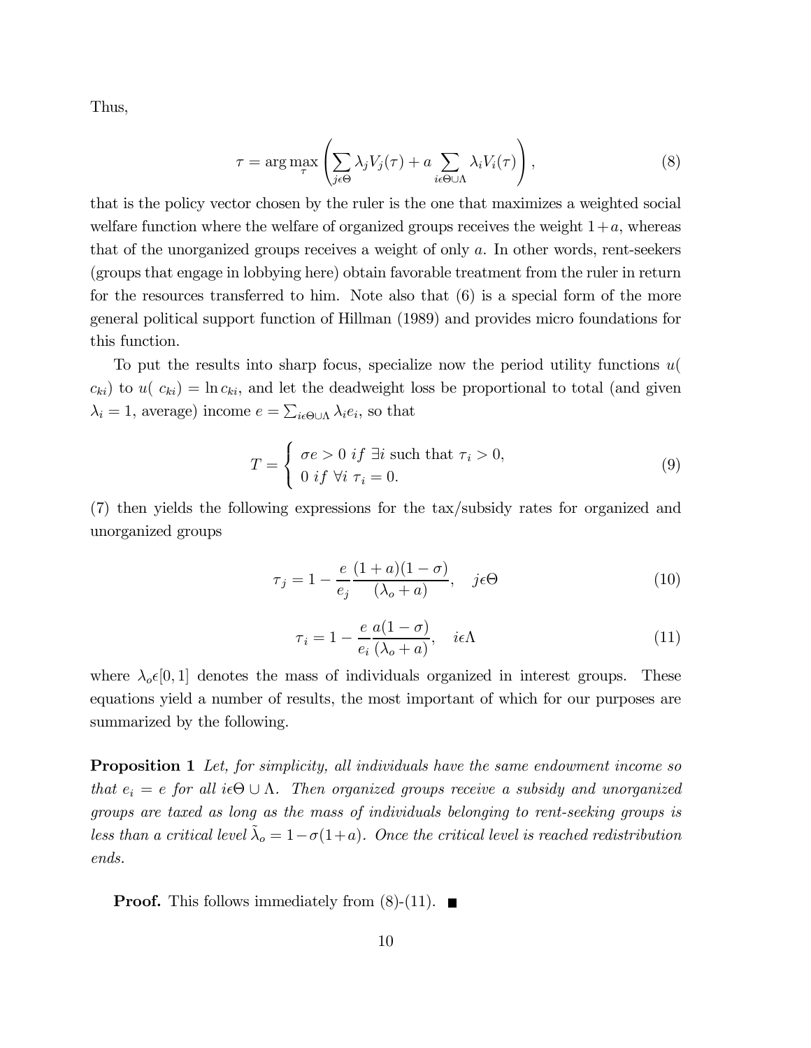Thus,

$$\tau = \arg\max_{\tau} \left( \sum_{j\epsilon\Theta} \lambda_j V_j(\tau) + a \sum_{i\epsilon\Theta\cup\Lambda} \lambda_i V_i(\tau) \right), \tag{8}$$

that is the policy vector chosen by the ruler is the one that maximizes a weighted social welfare function where the welfare of organized groups receives the weight $1+a$, whereas that of the unorganized groups receives a weight of only $a$. In other words, rent-seekers (groups that engage in lobbying here) obtain favorable treatment from the ruler in return for the resources transferred to him. Note also that (6) is a special form of the more general political support function of Hillman (1989) and provides micro foundations for this function.

To put the results into sharp focus, specialize now the period utility functions $u(c_{ki})$ to $u(c_{ki}) = \ln c_{ki}$, and let the deadweight loss be proportional to total (and given $\lambda_i = 1$, average) income $e = \sum_{i\epsilon\Theta\cup\Lambda} \lambda_i e_i$, so that

$$T = \begin{cases} \sigma e > 0 \ if \ \exists i \text{ such that } \tau_i > 0, \\ 0 \ if \ \forall i \ \tau_i = 0. \end{cases} \tag{9}$$

(7) then yields the following expressions for the tax/subsidy rates for organized and unorganized groups

$$\tau_j = 1 - \frac{e}{e_j} \frac{(1+a)(1-\sigma)}{(\lambda_o + a)}, \quad j\epsilon\Theta \tag{10}$$

$$\tau_i = 1 - \frac{e}{e_i} \frac{a(1-\sigma)}{(\lambda_o + a)}, \quad i\epsilon\Lambda \tag{11}$$

where $\lambda_o \epsilon [0,1]$ denotes the mass of individuals organized in interest groups. These equations yield a number of results, the most important of which for our purposes are summarized by the following.

**Proposition 1** *Let, for simplicity, all individuals have the same endowment income so that $e_i = e$ for all $i\epsilon\Theta \cup \Lambda$. Then organized groups receive a subsidy and unorganized groups are taxed as long as the mass of individuals belonging to rent-seeking groups is less than a critical level $\tilde{\lambda}_o = 1 - \sigma(1+a)$. Once the critical level is reached redistribution ends.*

**Proof.** This follows immediately from (8)-(11). ■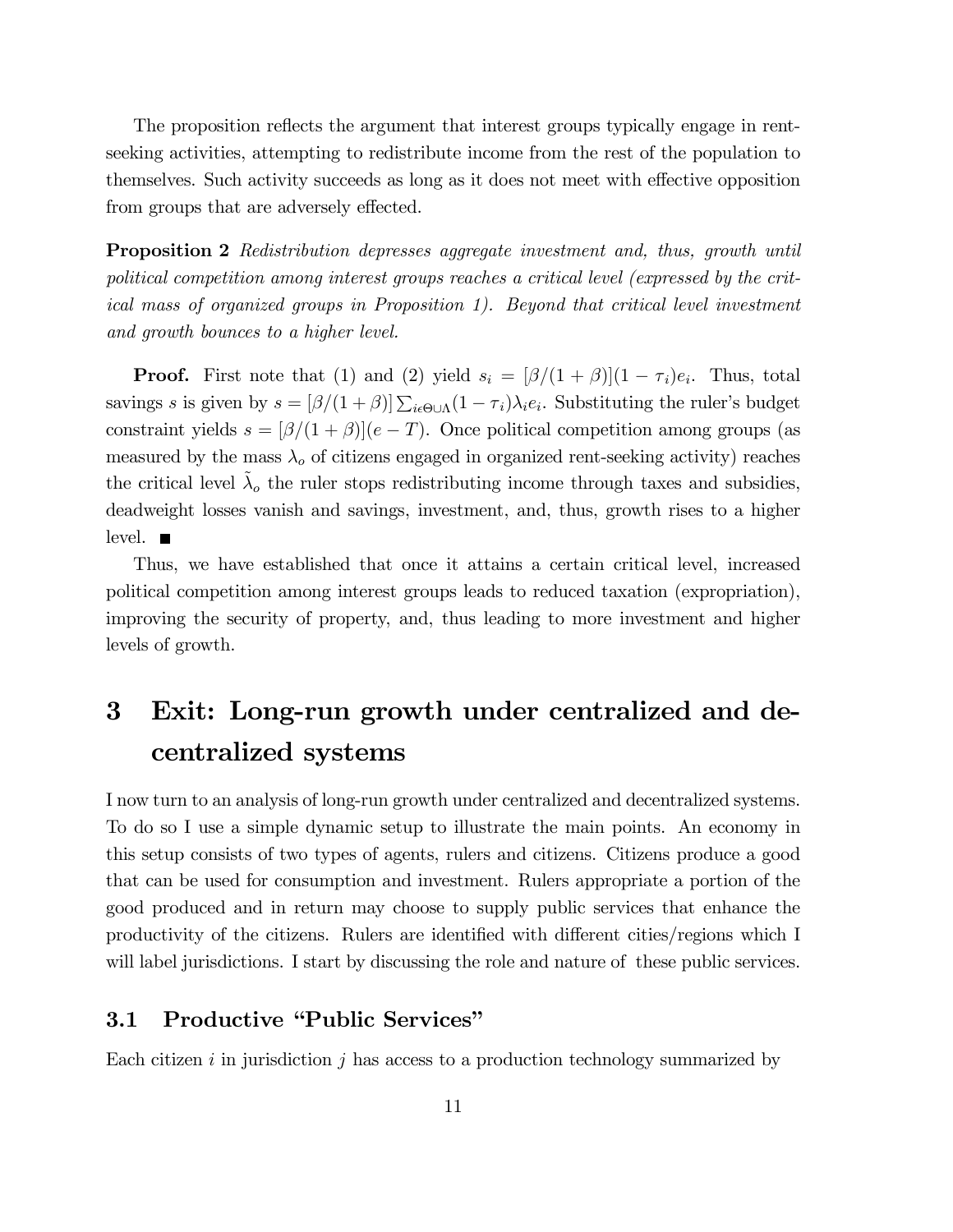The proposition reflects the argument that interest groups typically engage in rent-seeking activities, attempting to redistribute income from the rest of the population to themselves. Such activity succeeds as long as it does not meet with effective opposition from groups that are adversely effected.

**Proposition 2** *Redistribution depresses aggregate investment and, thus, growth until political competition among interest groups reaches a critical level (expressed by the critical mass of organized groups in Proposition 1). Beyond that critical level investment and growth bounces to a higher level.*

**Proof.** First note that (1) and (2) yield $s_i = [\beta/(1+\beta)](1-\tau_i)e_i$. Thus, total savings $s$ is given by $s = [\beta/(1+\beta)]\sum_{i\epsilon\Theta\cup\Lambda}(1-\tau_i)\lambda_i e_i$. Substituting the ruler's budget constraint yields $s = [\beta/(1+\beta)](e-T)$. Once political competition among groups (as measured by the mass $\lambda_o$ of citizens engaged in organized rent-seeking activity) reaches the critical level $\tilde{\lambda}_o$ the ruler stops redistributing income through taxes and subsidies, deadweight losses vanish and savings, investment, and, thus, growth rises to a higher level. ■

Thus, we have established that once it attains a certain critical level, increased political competition among interest groups leads to reduced taxation (expropriation), improving the security of property, and, thus leading to more investment and higher levels of growth.

# 3 Exit: Long-run growth under centralized and decentralized systems

I now turn to an analysis of long-run growth under centralized and decentralized systems. To do so I use a simple dynamic setup to illustrate the main points. An economy in this setup consists of two types of agents, rulers and citizens. Citizens produce a good that can be used for consumption and investment. Rulers appropriate a portion of the good produced and in return may choose to supply public services that enhance the productivity of the citizens. Rulers are identified with different cities/regions which I will label jurisdictions. I start by discussing the role and nature of these public services.

## 3.1 Productive "Public Services"

Each citizen $i$ in jurisdiction $j$ has access to a production technology summarized by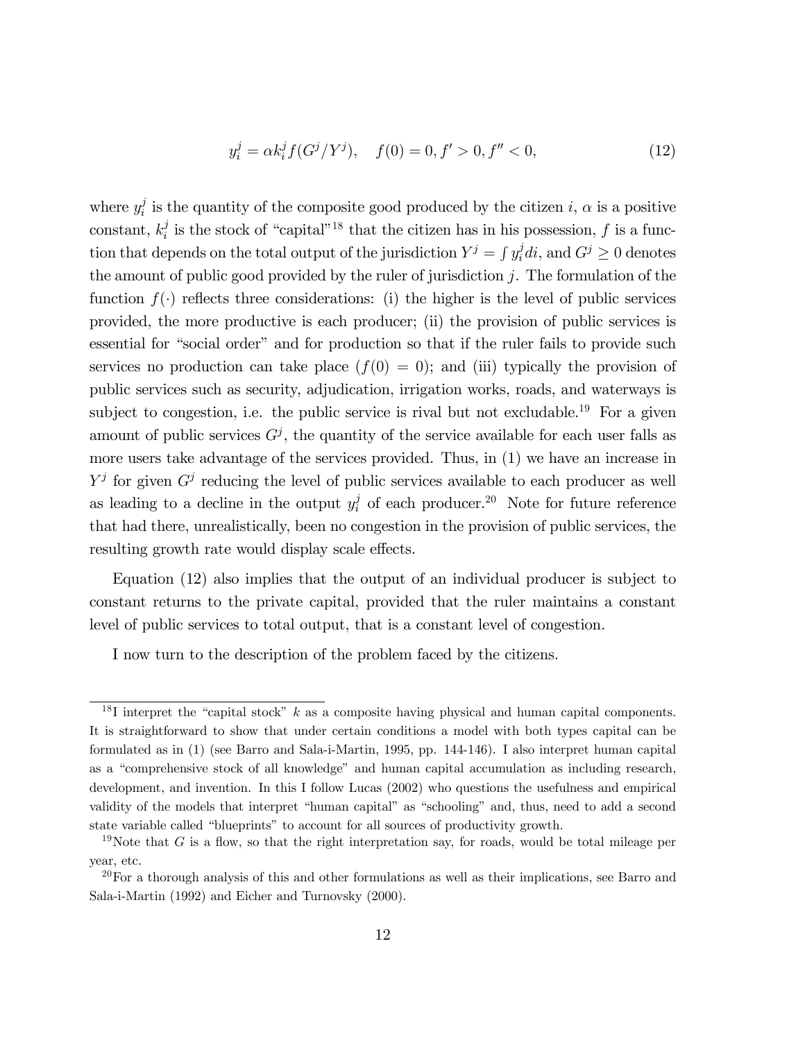$$y_i^j = \alpha k_i^j f(G^j / Y^j), \quad f(0) = 0, f' > 0, f'' < 0, \tag{12}$$

where $y_i^j$ is the quantity of the composite good produced by the citizen $i$, $\alpha$ is a positive constant, $k_i^j$ is the stock of "capital"[18] that the citizen has in his possession, $f$ is a function that depends on the total output of the jurisdiction $Y^j = \int y_i^j di$, and $G^j \geq 0$ denotes the amount of public good provided by the ruler of jurisdiction $j$. The formulation of the function $f(\cdot)$ reflects three considerations: (i) the higher is the level of public services provided, the more productive is each producer; (ii) the provision of public services is essential for "social order" and for production so that if the ruler fails to provide such services no production can take place ($f(0) = 0$); and (iii) typically the provision of public services such as security, adjudication, irrigation works, roads, and waterways is subject to congestion, i.e. the public service is rival but not excludable.[19] For a given amount of public services $G^j$, the quantity of the service available for each user falls as more users take advantage of the services provided. Thus, in (1) we have an increase in $Y^j$ for given $G^j$ reducing the level of public services available to each producer as well as leading to a decline in the output $y_i^j$ of each producer.[20] Note for future reference that had there, unrealistically, been no congestion in the provision of public services, the resulting growth rate would display scale effects.

Equation (12) also implies that the output of an individual producer is subject to constant returns to the private capital, provided that the ruler maintains a constant level of public services to total output, that is a constant level of congestion.

I now turn to the description of the problem faced by the citizens.

---

[18] I interpret the "capital stock" $k$ as a composite having physical and human capital components. It is straightforward to show that under certain conditions a model with both types capital can be formulated as in (1) (see Barro and Sala-i-Martin, 1995, pp. 144-146). I also interpret human capital as a "comprehensive stock of all knowledge" and human capital accumulation as including research, development, and invention. In this I follow Lucas (2002) who questions the usefulness and empirical validity of the models that interpret "human capital" as "schooling" and, thus, need to add a second state variable called "blueprints" to account for all sources of productivity growth.

[19] Note that $G$ is a flow, so that the right interpretation say, for roads, would be total mileage per year, etc.

[20] For a thorough analysis of this and other formulations as well as their implications, see Barro and Sala-i-Martin (1992) and Eicher and Turnovsky (2000).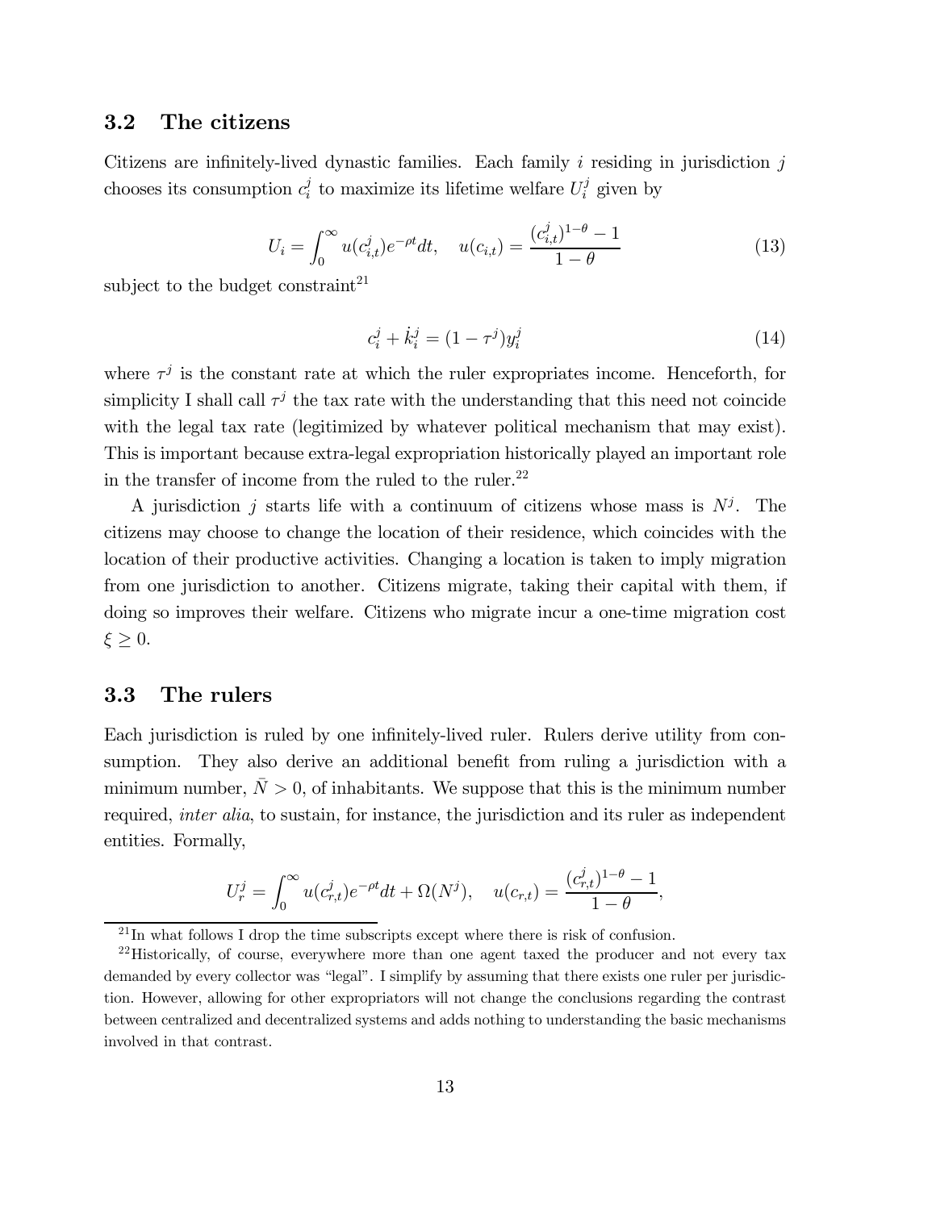### 3.2 The citizens

Citizens are infinitely-lived dynastic families. Each family $i$ residing in jurisdiction $j$ chooses its consumption $c_i^j$ to maximize its lifetime welfare $U_i^j$ given by

$$U_i = \int_0^\infty u(c_{i,t}^j)e^{-\rho t}dt, \quad u(c_{i,t}) = \frac{(c_{i,t}^j)^{1-\theta} - 1}{1-\theta} \tag{13}$$

subject to the budget constraint[21]

$$c_i^j + \dot{k}_i^j = (1-\tau^j)y_i^j \tag{14}$$

where $\tau^j$ is the constant rate at which the ruler expropriates income. Henceforth, for simplicity I shall call $\tau^j$ the tax rate with the understanding that this need not coincide with the legal tax rate (legitimized by whatever political mechanism that may exist). This is important because extra-legal expropriation historically played an important role in the transfer of income from the ruled to the ruler.[22]

A jurisdiction $j$ starts life with a continuum of citizens whose mass is $N^j$. The citizens may choose to change the location of their residence, which coincides with the location of their productive activities. Changing a location is taken to imply migration from one jurisdiction to another. Citizens migrate, taking their capital with them, if doing so improves their welfare. Citizens who migrate incur a one-time migration cost $\xi \geq 0$.

### 3.3 The rulers

Each jurisdiction is ruled by one infinitely-lived ruler. Rulers derive utility from consumption. They also derive an additional benefit from ruling a jurisdiction with a minimum number, $\bar{N} > 0$, of inhabitants. We suppose that this is the minimum number required, *inter alia*, to sustain, for instance, the jurisdiction and its ruler as independent entities. Formally,

$$U_r^j = \int_0^\infty u(c_{r,t}^j)e^{-\rho t}dt + \Omega(N^j), \quad u(c_{r,t}) = \frac{(c_{r,t}^j)^{1-\theta} - 1}{1-\theta},$$

[21] In what follows I drop the time subscripts except where there is risk of confusion.

[22] Historically, of course, everywhere more than one agent taxed the producer and not every tax demanded by every collector was "legal". I simplify by assuming that there exists one ruler per jurisdiction. However, allowing for other expropriators will not change the conclusions regarding the contrast between centralized and decentralized systems and adds nothing to understanding the basic mechanisms involved in that contrast.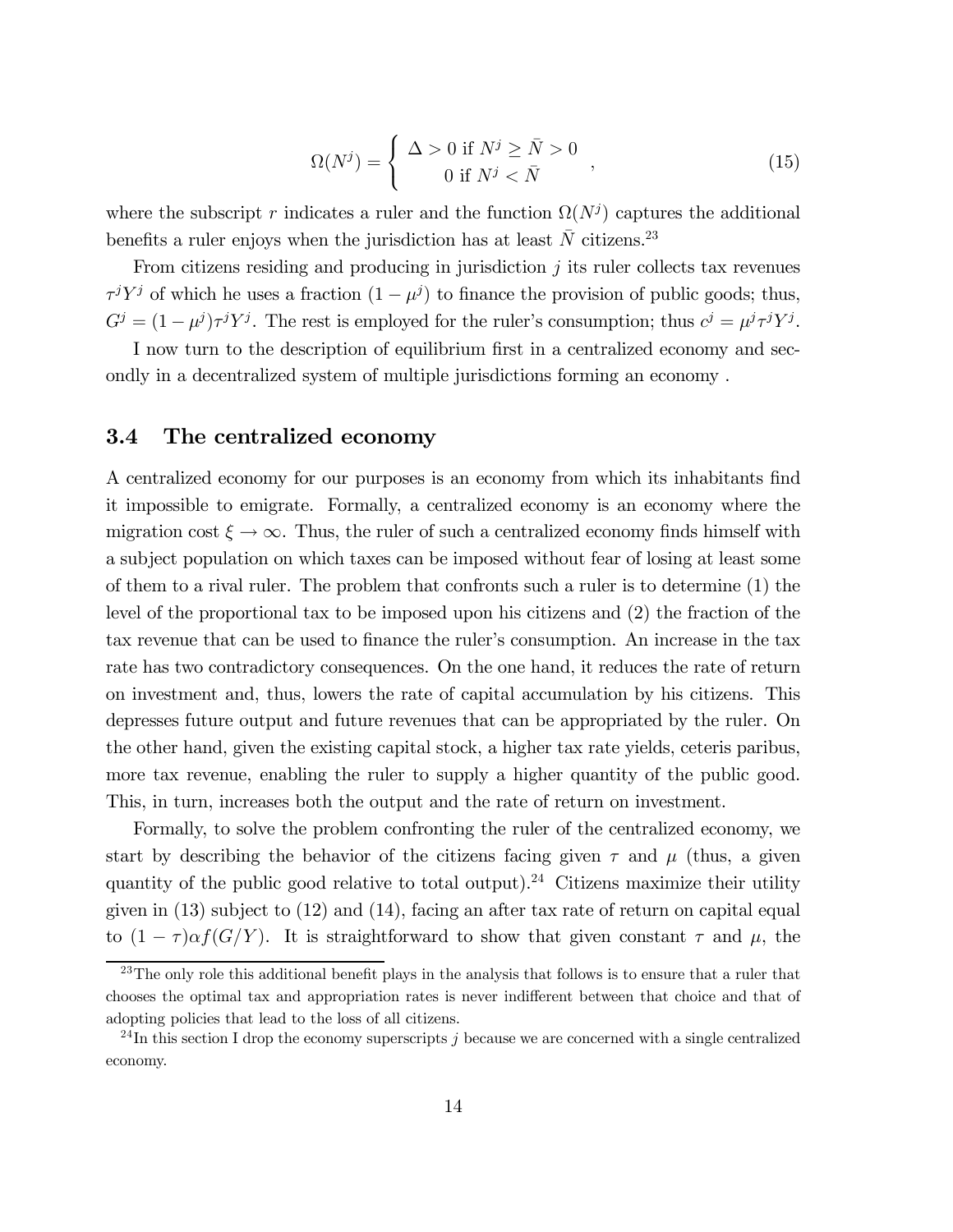$$\Omega(N^j) = \begin{cases} \Delta > 0 \text{ if } N^j \geq \bar{N} > 0 \\ 0 \text{ if } N^j < \bar{N} \end{cases} , \tag{15}$$

where the subscript $r$ indicates a ruler and the function $\Omega(N^j)$ captures the additional benefits a ruler enjoys when the jurisdiction has at least $\bar{N}$ citizens.[23]

From citizens residing and producing in jurisdiction $j$ its ruler collects tax revenues $\tau^j Y^j$ of which he uses a fraction $(1 - \mu^j)$ to finance the provision of public goods; thus, $G^j = (1 - \mu^j)\tau^j Y^j$. The rest is employed for the ruler's consumption; thus $c^j = \mu^j \tau^j Y^j$.

I now turn to the description of equilibrium first in a centralized economy and secondly in a decentralized system of multiple jurisdictions forming an economy .

## 3.4 The centralized economy

A centralized economy for our purposes is an economy from which its inhabitants find it impossible to emigrate. Formally, a centralized economy is an economy where the migration cost $\xi \to \infty$. Thus, the ruler of such a centralized economy finds himself with a subject population on which taxes can be imposed without fear of losing at least some of them to a rival ruler. The problem that confronts such a ruler is to determine (1) the level of the proportional tax to be imposed upon his citizens and (2) the fraction of the tax revenue that can be used to finance the ruler's consumption. An increase in the tax rate has two contradictory consequences. On the one hand, it reduces the rate of return on investment and, thus, lowers the rate of capital accumulation by his citizens. This depresses future output and future revenues that can be appropriated by the ruler. On the other hand, given the existing capital stock, a higher tax rate yields, ceteris paribus, more tax revenue, enabling the ruler to supply a higher quantity of the public good. This, in turn, increases both the output and the rate of return on investment.

Formally, to solve the problem confronting the ruler of the centralized economy, we start by describing the behavior of the citizens facing given $\tau$ and $\mu$ (thus, a given quantity of the public good relative to total output).[24] Citizens maximize their utility given in (13) subject to (12) and (14), facing an after tax rate of return on capital equal to $(1 - \tau)\alpha f(G/Y)$. It is straightforward to show that given constant $\tau$ and $\mu$, the

---

[23] The only role this additional benefit plays in the analysis that follows is to ensure that a ruler that chooses the optimal tax and appropriation rates is never indifferent between that choice and that of adopting policies that lead to the loss of all citizens.

[24] In this section I drop the economy superscripts $j$ because we are concerned with a single centralized economy.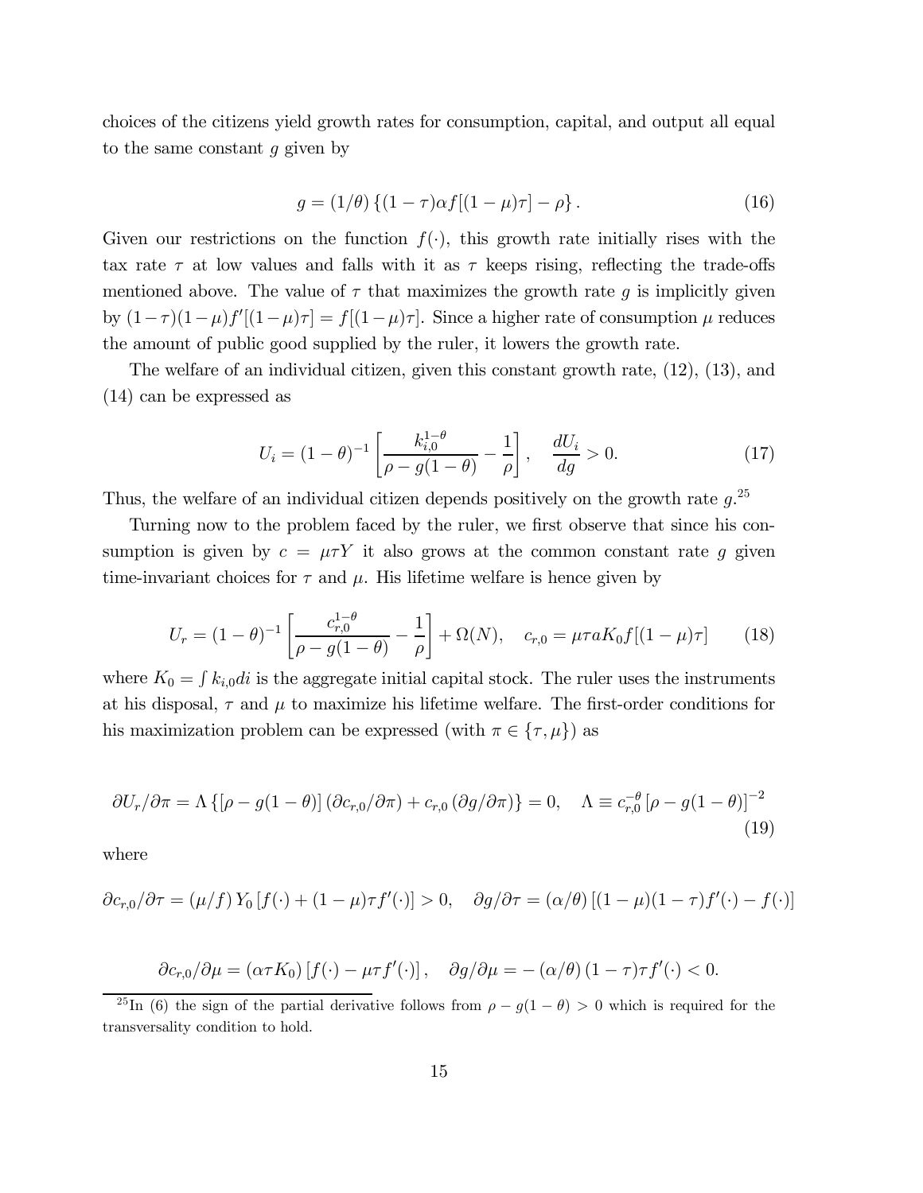choices of the citizens yield growth rates for consumption, capital, and output all equal to the same constant $g$ given by

$$g = (1/\theta)\{(1-\tau)\alpha f[(1-\mu)\tau] - \rho\}. \tag{16}$$

Given our restrictions on the function $f(\cdot)$, this growth rate initially rises with the tax rate $\tau$ at low values and falls with it as $\tau$ keeps rising, reflecting the trade-offs mentioned above. The value of $\tau$ that maximizes the growth rate $g$ is implicitly given by $(1-\tau)(1-\mu)f'[(1-\mu)\tau] = f[(1-\mu)\tau]$. Since a higher rate of consumption $\mu$ reduces the amount of public good supplied by the ruler, it lowers the growth rate.

The welfare of an individual citizen, given this constant growth rate, (12), (13), and (14) can be expressed as

$$U_i = (1-\theta)^{-1}\left[\frac{k_{i,0}^{1-\theta}}{\rho - g(1-\theta)} - \frac{1}{\rho}\right], \quad \frac{dU_i}{dg} > 0. \tag{17}$$

Thus, the welfare of an individual citizen depends positively on the growth rate $g$.[25]

Turning now to the problem faced by the ruler, we first observe that since his consumption is given by $c = \mu\tau Y$ it also grows at the common constant rate $g$ given time-invariant choices for $\tau$ and $\mu$. His lifetime welfare is hence given by

$$U_r = (1-\theta)^{-1}\left[\frac{c_{r,0}^{1-\theta}}{\rho - g(1-\theta)} - \frac{1}{\rho}\right] + \Omega(N), \quad c_{r,0} = \mu\tau a K_0 f[(1-\mu)\tau] \tag{18}$$

where $K_0 = \int k_{i,0}di$ is the aggregate initial capital stock. The ruler uses the instruments at his disposal, $\tau$ and $\mu$ to maximize his lifetime welfare. The first-order conditions for his maximization problem can be expressed (with $\pi \in \{\tau, \mu\}$) as

$$\partial U_r/\partial\pi = \Lambda\{[\rho - g(1-\theta)](\partial c_{r,0}/\partial\pi) + c_{r,0}(\partial g/\partial\pi)\} = 0, \quad \Lambda \equiv c_{r,0}^{-\theta}[\rho - g(1-\theta)]^{-2} \tag{19}$$

where

$$\partial c_{r,0}/\partial\tau = (\mu/f)\,Y_0\,[f(\cdot) + (1-\mu)\tau f'(\cdot)] > 0, \quad \partial g/\partial\tau = (\alpha/\theta)\,[(1-\mu)(1-\tau)f'(\cdot) - f(\cdot)]$$

$$\partial c_{r,0}/\partial\mu = (\alpha\tau K_0)\,[f(\cdot) - \mu\tau f'(\cdot)], \quad \partial g/\partial\mu = -(\alpha/\theta)\,(1-\tau)\tau f'(\cdot) < 0.$$

---

[25] In (6) the sign of the partial derivative follows from $\rho - g(1-\theta) > 0$ which is required for the transversality condition to hold.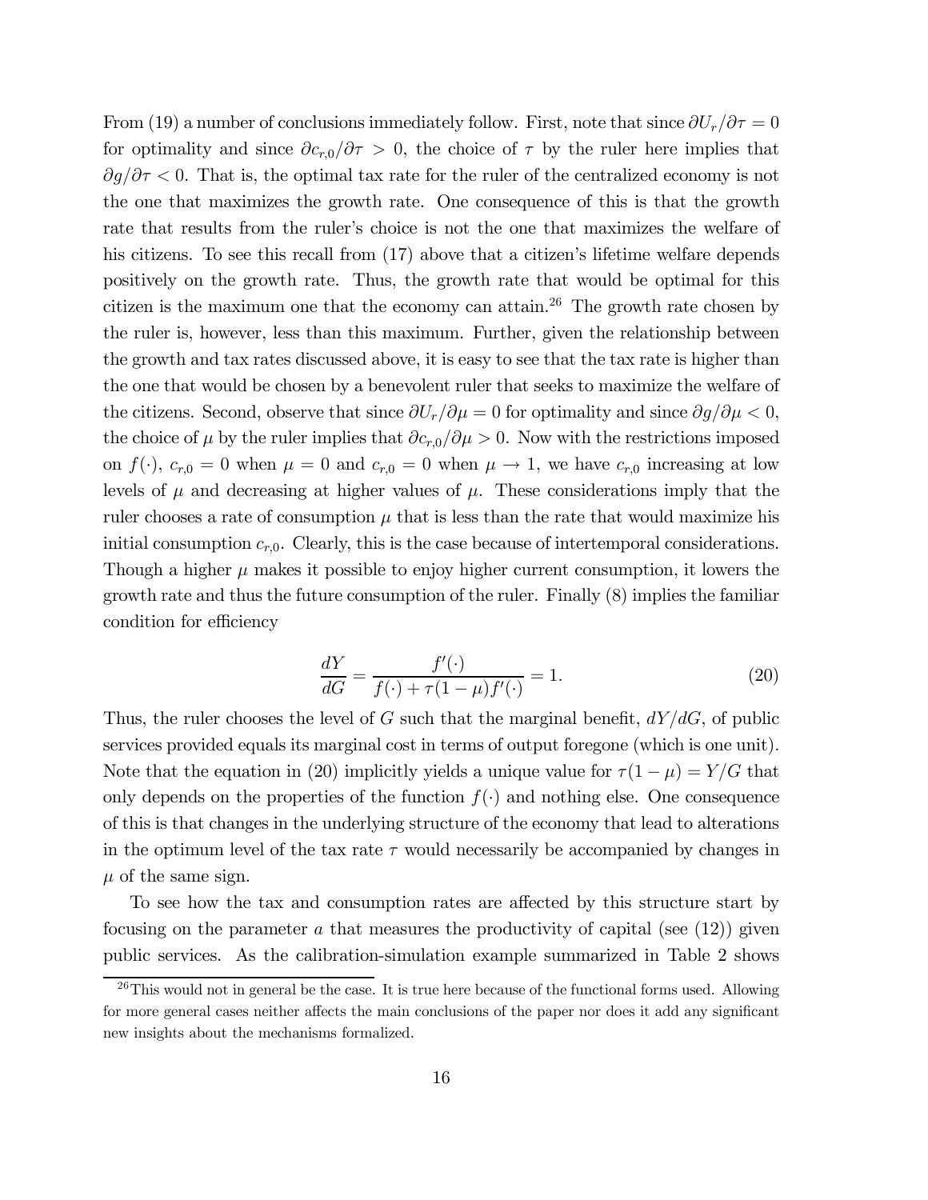From (19) a number of conclusions immediately follow. First, note that since $\partial U_r/\partial \tau = 0$ for optimality and since $\partial c_{r,0}/\partial \tau > 0$, the choice of $\tau$ by the ruler here implies that $\partial g/\partial \tau < 0$. That is, the optimal tax rate for the ruler of the centralized economy is not the one that maximizes the growth rate. One consequence of this is that the growth rate that results from the ruler's choice is not the one that maximizes the welfare of his citizens. To see this recall from (17) above that a citizen's lifetime welfare depends positively on the growth rate. Thus, the growth rate that would be optimal for this citizen is the maximum one that the economy can attain.[26] The growth rate chosen by the ruler is, however, less than this maximum. Further, given the relationship between the growth and tax rates discussed above, it is easy to see that the tax rate is higher than the one that would be chosen by a benevolent ruler that seeks to maximize the welfare of the citizens. Second, observe that since $\partial U_r/\partial \mu = 0$ for optimality and since $\partial g/\partial \mu < 0$, the choice of $\mu$ by the ruler implies that $\partial c_{r,0}/\partial \mu > 0$. Now with the restrictions imposed on $f(\cdot)$, $c_{r,0} = 0$ when $\mu = 0$ and $c_{r,0} = 0$ when $\mu \to 1$, we have $c_{r,0}$ increasing at low levels of $\mu$ and decreasing at higher values of $\mu$. These considerations imply that the ruler chooses a rate of consumption $\mu$ that is less than the rate that would maximize his initial consumption $c_{r,0}$. Clearly, this is the case because of intertemporal considerations. Though a higher $\mu$ makes it possible to enjoy higher current consumption, it lowers the growth rate and thus the future consumption of the ruler. Finally (8) implies the familiar condition for efficiency

$$\frac{dY}{dG} = \frac{f'(\cdot)}{f(\cdot) + \tau(1-\mu)f'(\cdot)} = 1. \tag{20}$$

Thus, the ruler chooses the level of $G$ such that the marginal benefit, $dY/dG$, of public services provided equals its marginal cost in terms of output foregone (which is one unit). Note that the equation in (20) implicitly yields a unique value for $\tau(1-\mu) = Y/G$ that only depends on the properties of the function $f(\cdot)$ and nothing else. One consequence of this is that changes in the underlying structure of the economy that lead to alterations in the optimum level of the tax rate $\tau$ would necessarily be accompanied by changes in $\mu$ of the same sign.

To see how the tax and consumption rates are affected by this structure start by focusing on the parameter $a$ that measures the productivity of capital (see (12)) given public services. As the calibration-simulation example summarized in Table 2 shows

[26] This would not in general be the case. It is true here because of the functional forms used. Allowing for more general cases neither affects the main conclusions of the paper nor does it add any significant new insights about the mechanisms formalized.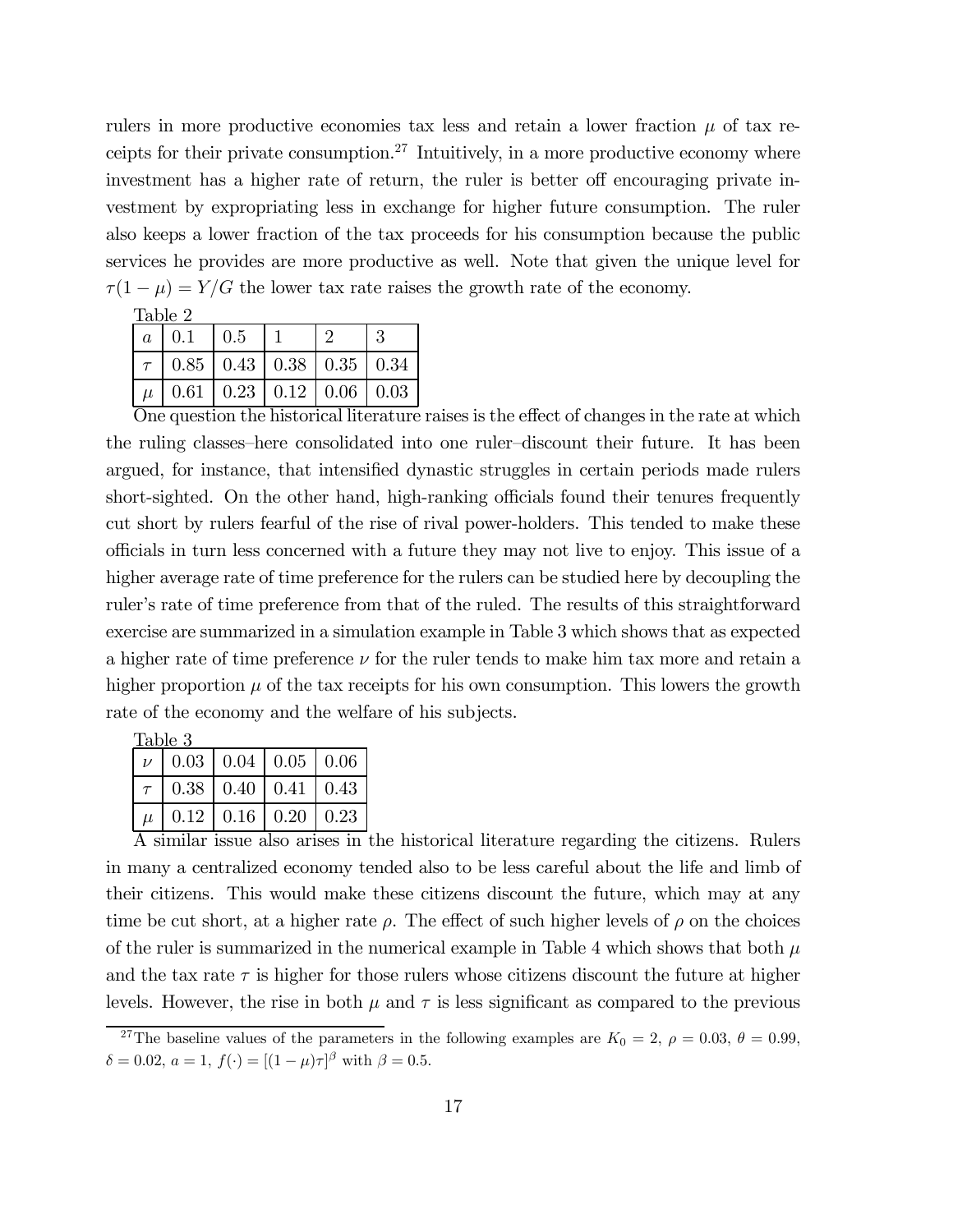rulers in more productive economies tax less and retain a lower fraction $\mu$ of tax receipts for their private consumption.[27] Intuitively, in a more productive economy where investment has a higher rate of return, the ruler is better off encouraging private investment by expropriating less in exchange for higher future consumption. The ruler also keeps a lower fraction of the tax proceeds for his consumption because the public services he provides are more productive as well. Note that given the unique level for $\tau(1-\mu) = Y/G$ the lower tax rate raises the growth rate of the economy.

Table 2

| $a$ | 0.1 | 0.5 | 1 | 2 | 3 |
|---|---|---|---|---|---|
| $\tau$ | 0.85 | 0.43 | 0.38 | 0.35 | 0.34 |
| $\mu$ | 0.61 | 0.23 | 0.12 | 0.06 | 0.03 |

One question the historical literature raises is the effect of changes in the rate at which the ruling classes–here consolidated into one ruler–discount their future. It has been argued, for instance, that intensified dynastic struggles in certain periods made rulers short-sighted. On the other hand, high-ranking officials found their tenures frequently cut short by rulers fearful of the rise of rival power-holders. This tended to make these officials in turn less concerned with a future they may not live to enjoy. This issue of a higher average rate of time preference for the rulers can be studied here by decoupling the ruler's rate of time preference from that of the ruled. The results of this straightforward exercise are summarized in a simulation example in Table 3 which shows that as expected a higher rate of time preference $\nu$ for the ruler tends to make him tax more and retain a higher proportion $\mu$ of the tax receipts for his own consumption. This lowers the growth rate of the economy and the welfare of his subjects.

Table 3

| $\nu$ | 0.03 | 0.04 | 0.05 | 0.06 |
|---|---|---|---|---|
| $\tau$ | 0.38 | 0.40 | 0.41 | 0.43 |
| $\mu$ | 0.12 | 0.16 | 0.20 | 0.23 |

A similar issue also arises in the historical literature regarding the citizens. Rulers in many a centralized economy tended also to be less careful about the life and limb of their citizens. This would make these citizens discount the future, which may at any time be cut short, at a higher rate $\rho$. The effect of such higher levels of $\rho$ on the choices of the ruler is summarized in the numerical example in Table 4 which shows that both $\mu$ and the tax rate $\tau$ is higher for those rulers whose citizens discount the future at higher levels. However, the rise in both $\mu$ and $\tau$ is less significant as compared to the previous

[27] The baseline values of the parameters in the following examples are $K_0 = 2$, $\rho = 0.03$, $\theta = 0.99$, $\delta = 0.02$, $a = 1$, $f(\cdot) = [(1-\mu)\tau]^{\beta}$ with $\beta = 0.5$.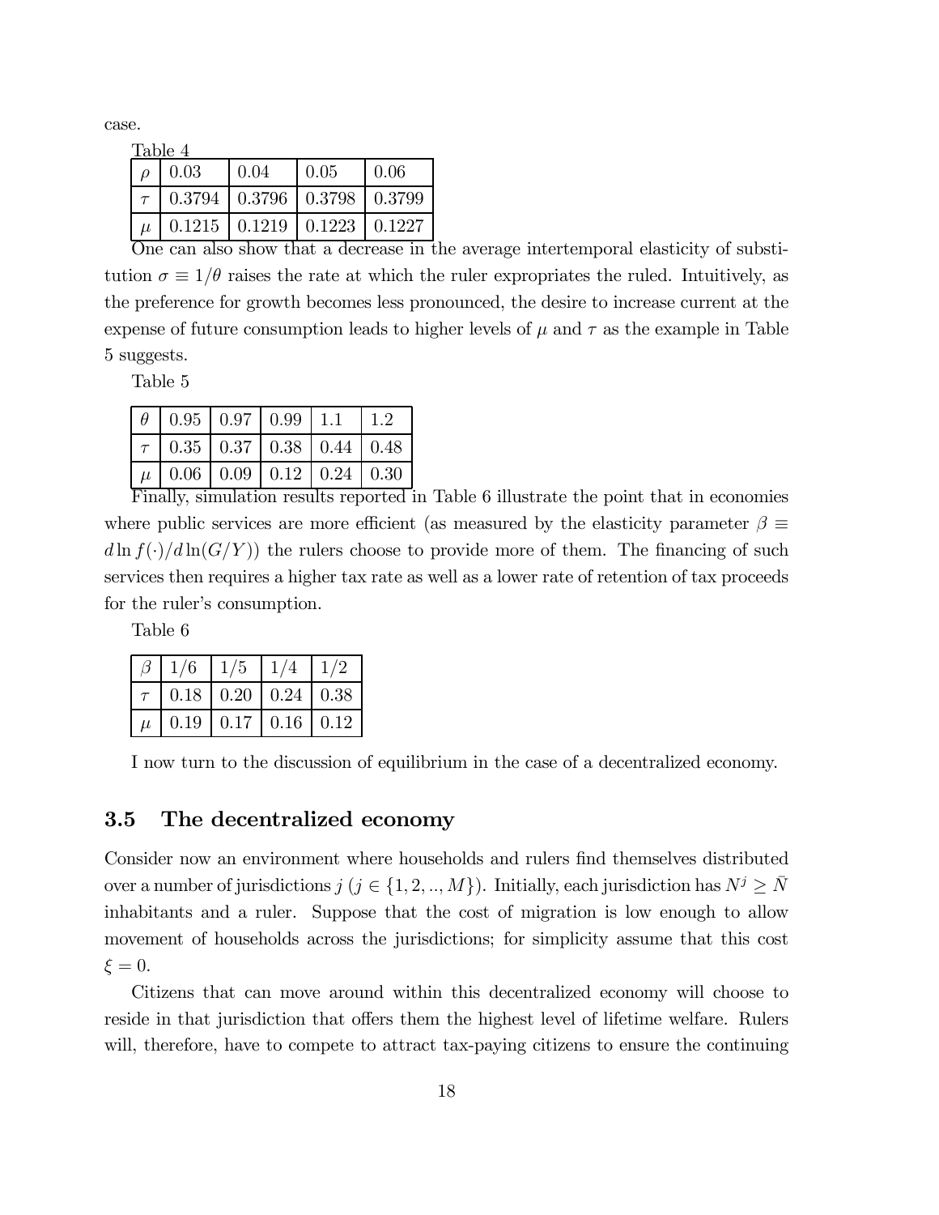case.

Table 4

| $\rho$ | 0.03 | 0.04 | 0.05 | 0.06 |
|---|---|---|---|---|
| $\tau$ | 0.3794 | 0.3796 | 0.3798 | 0.3799 |
| $\mu$ | 0.1215 | 0.1219 | 0.1223 | 0.1227 |

One can also show that a decrease in the average intertemporal elasticity of substitution $\sigma \equiv 1/\theta$ raises the rate at which the ruler expropriates the ruled. Intuitively, as the preference for growth becomes less pronounced, the desire to increase current at the expense of future consumption leads to higher levels of $\mu$ and $\tau$ as the example in Table 5 suggests.

Table 5

| $\theta$ | 0.95 | 0.97 | 0.99 | 1.1 | 1.2 |
|---|---|---|---|---|---|
| $\tau$ | 0.35 | 0.37 | 0.38 | 0.44 | 0.48 |
| $\mu$ | 0.06 | 0.09 | 0.12 | 0.24 | 0.30 |

Finally, simulation results reported in Table 6 illustrate the point that in economies where public services are more efficient (as measured by the elasticity parameter $\beta \equiv d\ln f(\cdot)/d\ln(G/Y)$) the rulers choose to provide more of them. The financing of such services then requires a higher tax rate as well as a lower rate of retention of tax proceeds for the ruler's consumption.

Table 6

| $\beta$ | $1/6$ | $1/5$ | $1/4$ | $1/2$ |
|---|---|---|---|---|
| $\tau$ | 0.18 | 0.20 | 0.24 | 0.38 |
| $\mu$ | 0.19 | 0.17 | 0.16 | 0.12 |

I now turn to the discussion of equilibrium in the case of a decentralized economy.

### 3.5 The decentralized economy

Consider now an environment where households and rulers find themselves distributed over a number of jurisdictions $j$ ($j \in \{1, 2, .., M\}$). Initially, each jurisdiction has $N^j \geq \bar{N}$ inhabitants and a ruler. Suppose that the cost of migration is low enough to allow movement of households across the jurisdictions; for simplicity assume that this cost $\xi = 0$.

Citizens that can move around within this decentralized economy will choose to reside in that jurisdiction that offers them the highest level of lifetime welfare. Rulers will, therefore, have to compete to attract tax-paying citizens to ensure the continuing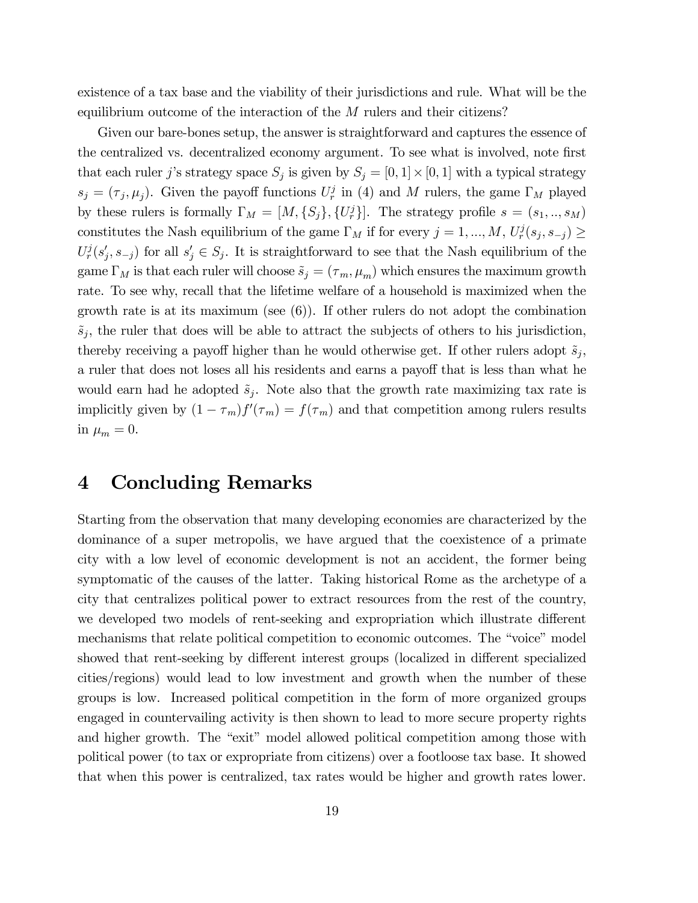existence of a tax base and the viability of their jurisdictions and rule. What will be the equilibrium outcome of the interaction of the $M$ rulers and their citizens?

Given our bare-bones setup, the answer is straightforward and captures the essence of the centralized vs. decentralized economy argument. To see what is involved, note first that each ruler $j$'s strategy space $S_j$ is given by $S_j = [0,1] \times [0,1]$ with a typical strategy $s_j = (\tau_j, \mu_j)$. Given the payoff functions $U_r^j$ in (4) and $M$ rulers, the game $\Gamma_M$ played by these rulers is formally $\Gamma_M = [M, \{S_j\}, \{U_r^j\}]$. The strategy profile $s = (s_1, .., s_M)$ constitutes the Nash equilibrium of the game $\Gamma_M$ if for every $j = 1, ..., M$, $U_r^j(s_j, s_{-j}) \geq U_r^j(s_j', s_{-j})$ for all $s_j' \in S_j$. It is straightforward to see that the Nash equilibrium of the game $\Gamma_M$ is that each ruler will choose $\tilde{s}_j = (\tau_m, \mu_m)$ which ensures the maximum growth rate. To see why, recall that the lifetime welfare of a household is maximized when the growth rate is at its maximum (see (6)). If other rulers do not adopt the combination $\tilde{s}_j$, the ruler that does will be able to attract the subjects of others to his jurisdiction, thereby receiving a payoff higher than he would otherwise get. If other rulers adopt $\tilde{s}_j$, a ruler that does not loses all his residents and earns a payoff that is less than what he would earn had he adopted $\tilde{s}_j$. Note also that the growth rate maximizing tax rate is implicitly given by $(1 - \tau_m)f'(\tau_m) = f(\tau_m)$ and that competition among rulers results in $\mu_m = 0$.

# 4 Concluding Remarks

Starting from the observation that many developing economies are characterized by the dominance of a super metropolis, we have argued that the coexistence of a primate city with a low level of economic development is not an accident, the former being symptomatic of the causes of the latter. Taking historical Rome as the archetype of a city that centralizes political power to extract resources from the rest of the country, we developed two models of rent-seeking and expropriation which illustrate different mechanisms that relate political competition to economic outcomes. The "voice" model showed that rent-seeking by different interest groups (localized in different specialized cities/regions) would lead to low investment and growth when the number of these groups is low. Increased political competition in the form of more organized groups engaged in countervailing activity is then shown to lead to more secure property rights and higher growth. The "exit" model allowed political competition among those with political power (to tax or expropriate from citizens) over a footloose tax base. It showed that when this power is centralized, tax rates would be higher and growth rates lower.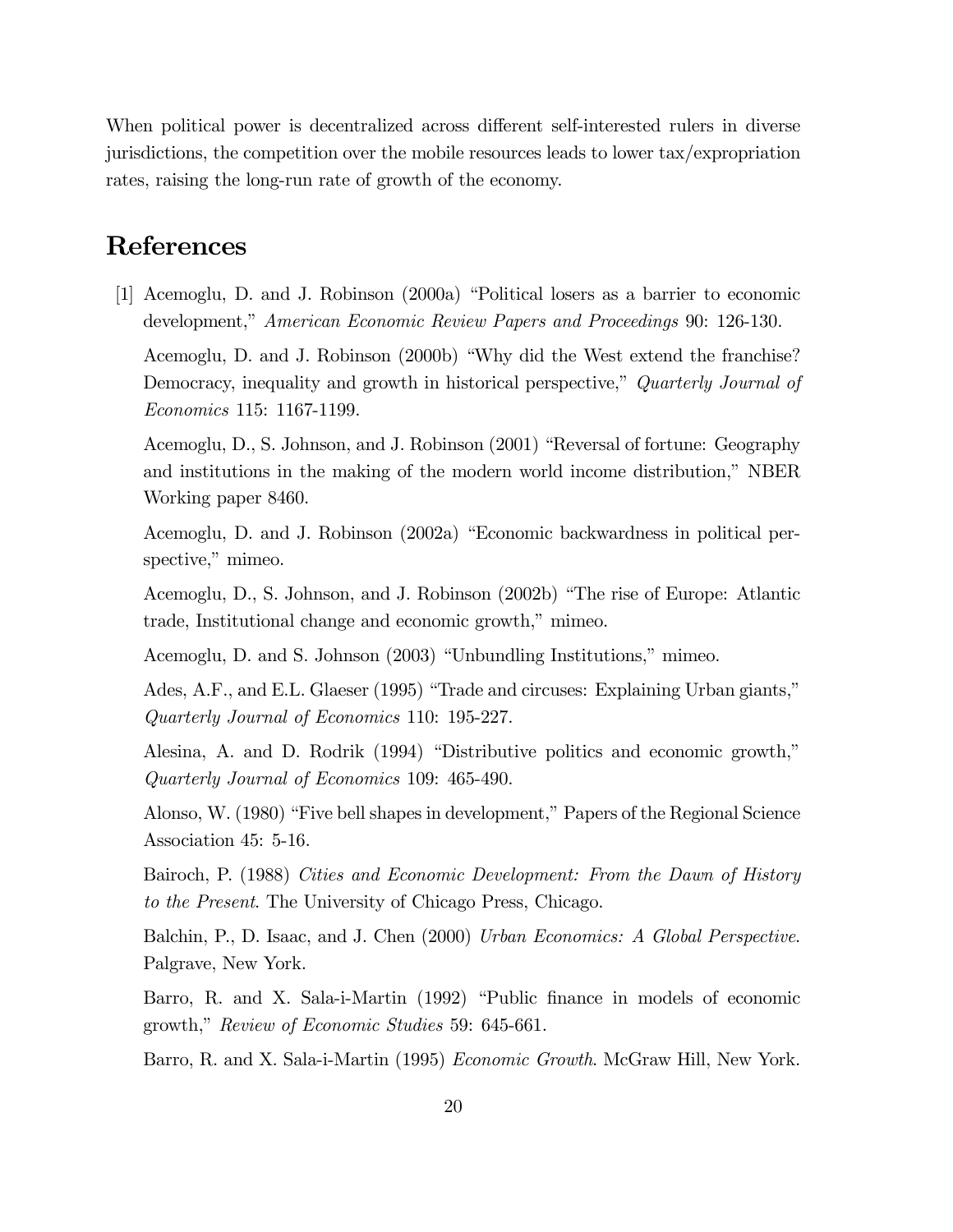When political power is decentralized across different self-interested rulers in diverse jurisdictions, the competition over the mobile resources leads to lower tax/expropriation rates, raising the long-run rate of growth of the economy.

# References

[1] Acemoglu, D. and J. Robinson (2000a) "Political losers as a barrier to economic development," *American Economic Review Papers and Proceedings* 90: 126-130.

Acemoglu, D. and J. Robinson (2000b) "Why did the West extend the franchise? Democracy, inequality and growth in historical perspective," *Quarterly Journal of Economics* 115: 1167-1199.

Acemoglu, D., S. Johnson, and J. Robinson (2001) "Reversal of fortune: Geography and institutions in the making of the modern world income distribution," NBER Working paper 8460.

Acemoglu, D. and J. Robinson (2002a) "Economic backwardness in political perspective," mimeo.

Acemoglu, D., S. Johnson, and J. Robinson (2002b) "The rise of Europe: Atlantic trade, Institutional change and economic growth," mimeo.

Acemoglu, D. and S. Johnson (2003) "Unbundling Institutions," mimeo.

Ades, A.F., and E.L. Glaeser (1995) "Trade and circuses: Explaining Urban giants," *Quarterly Journal of Economics* 110: 195-227.

Alesina, A. and D. Rodrik (1994) "Distributive politics and economic growth," *Quarterly Journal of Economics* 109: 465-490.

Alonso, W. (1980) "Five bell shapes in development," Papers of the Regional Science Association 45: 5-16.

Bairoch, P. (1988) *Cities and Economic Development: From the Dawn of History to the Present*. The University of Chicago Press, Chicago.

Balchin, P., D. Isaac, and J. Chen (2000) *Urban Economics: A Global Perspective*. Palgrave, New York.

Barro, R. and X. Sala-i-Martin (1992) "Public finance in models of economic growth," *Review of Economic Studies* 59: 645-661.

Barro, R. and X. Sala-i-Martin (1995) *Economic Growth*. McGraw Hill, New York.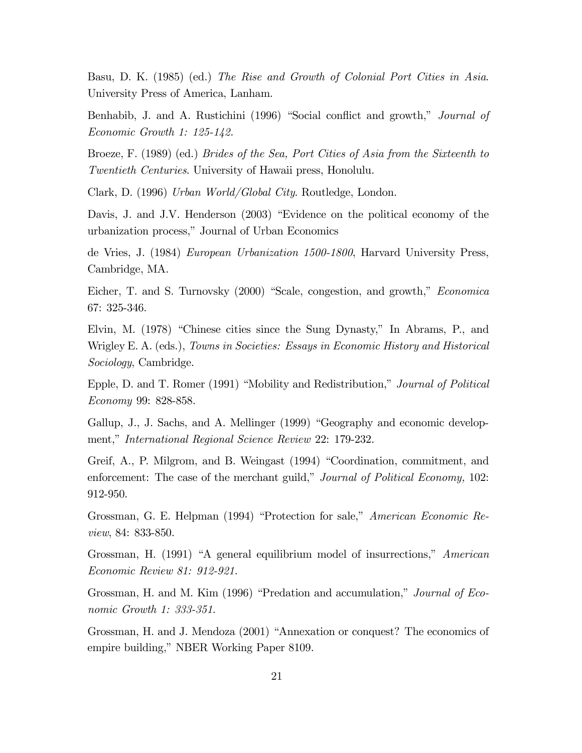Basu, D. K. (1985) (ed.) *The Rise and Growth of Colonial Port Cities in Asia*. University Press of America, Lanham.

Benhabib, J. and A. Rustichini (1996) "Social conflict and growth," *Journal of Economic Growth 1: 125-142.*

Broeze, F. (1989) (ed.) *Brides of the Sea, Port Cities of Asia from the Sixteenth to Twentieth Centuries*. University of Hawaii press, Honolulu.

Clark, D. (1996) *Urban World/Global City*. Routledge, London.

Davis, J. and J.V. Henderson (2003) "Evidence on the political economy of the urbanization process," Journal of Urban Economics

de Vries, J. (1984) *European Urbanization 1500-1800*, Harvard University Press, Cambridge, MA.

Eicher, T. and S. Turnovsky (2000) "Scale, congestion, and growth," *Economica* 67: 325-346.

Elvin, M. (1978) "Chinese cities since the Sung Dynasty," In Abrams, P., and Wrigley E. A. (eds.), *Towns in Societies: Essays in Economic History and Historical Sociology*, Cambridge.

Epple, D. and T. Romer (1991) "Mobility and Redistribution," *Journal of Political Economy* 99: 828-858.

Gallup, J., J. Sachs, and A. Mellinger (1999) "Geography and economic development," *International Regional Science Review* 22: 179-232.

Greif, A., P. Milgrom, and B. Weingast (1994) "Coordination, commitment, and enforcement: The case of the merchant guild," *Journal of Political Economy,* 102: 912-950.

Grossman, G. E. Helpman (1994) "Protection for sale," *American Economic Review*, 84: 833-850.

Grossman, H. (1991) "A general equilibrium model of insurrections," *American Economic Review 81: 912-921.*

Grossman, H. and M. Kim (1996) "Predation and accumulation," *Journal of Economic Growth 1: 333-351.*

Grossman, H. and J. Mendoza (2001) "Annexation or conquest? The economics of empire building," NBER Working Paper 8109.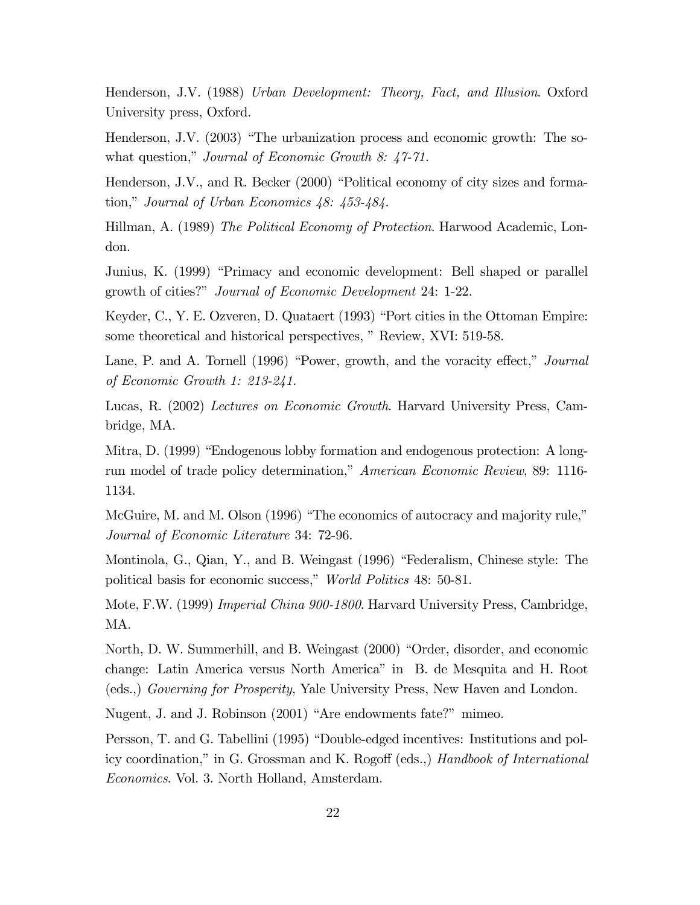Henderson, J.V. (1988) *Urban Development: Theory, Fact, and Illusion*. Oxford University press, Oxford.

Henderson, J.V. (2003) "The urbanization process and economic growth: The so-what question," *Journal of Economic Growth 8: 47-71.*

Henderson, J.V., and R. Becker (2000) "Political economy of city sizes and formation," *Journal of Urban Economics 48: 453-484.*

Hillman, A. (1989) *The Political Economy of Protection*. Harwood Academic, London.

Junius, K. (1999) "Primacy and economic development: Bell shaped or parallel growth of cities?" *Journal of Economic Development* 24: 1-22.

Keyder, C., Y. E. Ozveren, D. Quataert (1993) "Port cities in the Ottoman Empire: some theoretical and historical perspectives, " Review, XVI: 519-58.

Lane, P. and A. Tornell (1996) "Power, growth, and the voracity effect," *Journal of Economic Growth 1: 213-241.*

Lucas, R. (2002) *Lectures on Economic Growth*. Harvard University Press, Cambridge, MA.

Mitra, D. (1999) "Endogenous lobby formation and endogenous protection: A long-run model of trade policy determination," *American Economic Review*, 89: 1116-1134.

McGuire, M. and M. Olson (1996) "The economics of autocracy and majority rule," *Journal of Economic Literature* 34: 72-96.

Montinola, G., Qian, Y., and B. Weingast (1996) "Federalism, Chinese style: The political basis for economic success," *World Politics* 48: 50-81.

Mote, F.W. (1999) *Imperial China 900-1800*. Harvard University Press, Cambridge, MA.

North, D. W. Summerhill, and B. Weingast (2000) "Order, disorder, and economic change: Latin America versus North America" in B. de Mesquita and H. Root (eds.,) *Governing for Prosperity*, Yale University Press, New Haven and London.

Nugent, J. and J. Robinson (2001) "Are endowments fate?" mimeo.

Persson, T. and G. Tabellini (1995) "Double-edged incentives: Institutions and policy coordination," in G. Grossman and K. Rogoff (eds.,) *Handbook of International Economics*. Vol. 3. North Holland, Amsterdam.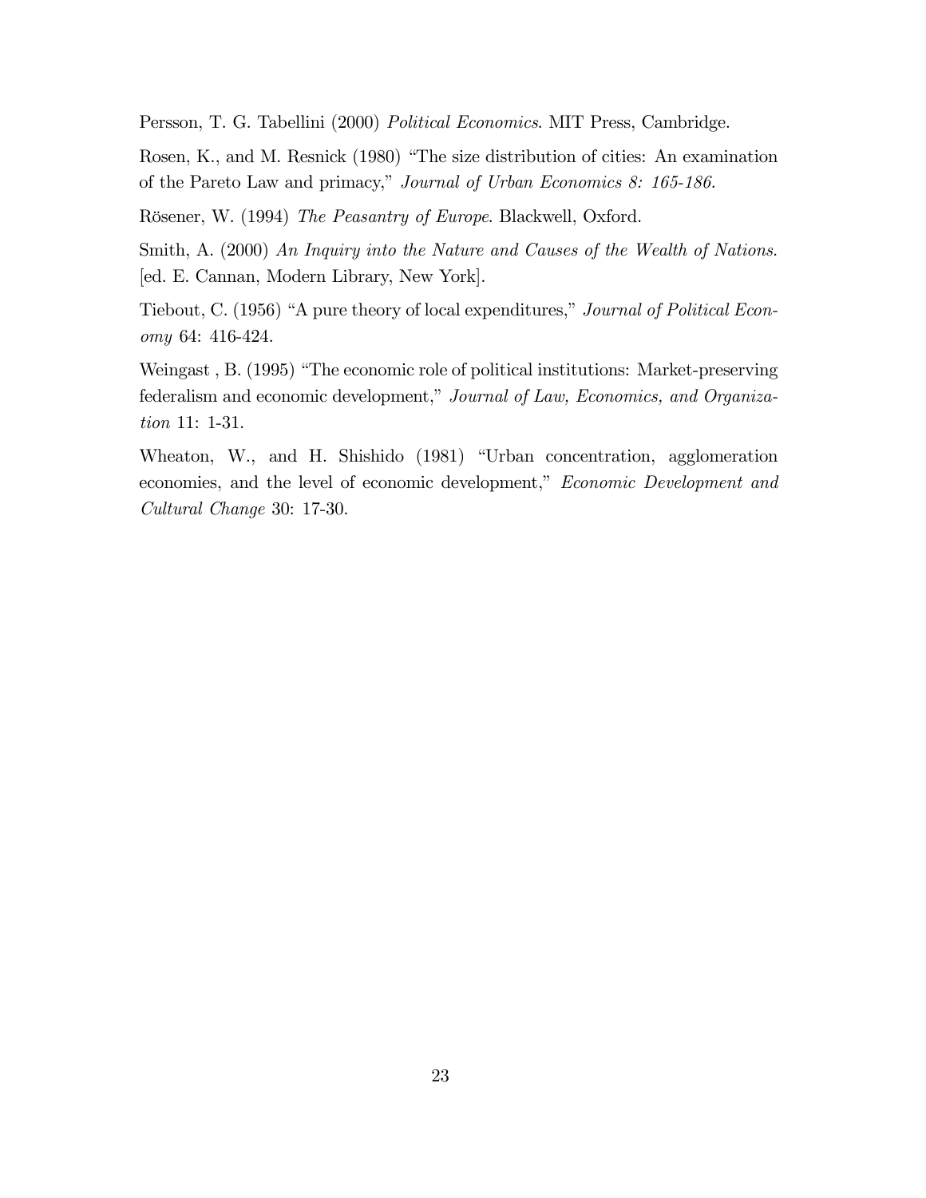Persson, T. G. Tabellini (2000) *Political Economics*. MIT Press, Cambridge.

Rosen, K., and M. Resnick (1980) "The size distribution of cities: An examination of the Pareto Law and primacy," *Journal of Urban Economics 8: 165-186.*

Rösener, W. (1994) *The Peasantry of Europe*. Blackwell, Oxford.

Smith, A. (2000) *An Inquiry into the Nature and Causes of the Wealth of Nations*. [ed. E. Cannan, Modern Library, New York].

Tiebout, C. (1956) "A pure theory of local expenditures," *Journal of Political Economy* 64: 416-424.

Weingast , B. (1995) "The economic role of political institutions: Market-preserving federalism and economic development," *Journal of Law, Economics, and Organization* 11: 1-31.

Wheaton, W., and H. Shishido (1981) "Urban concentration, agglomeration economies, and the level of economic development," *Economic Development and Cultural Change* 30: 17-30.